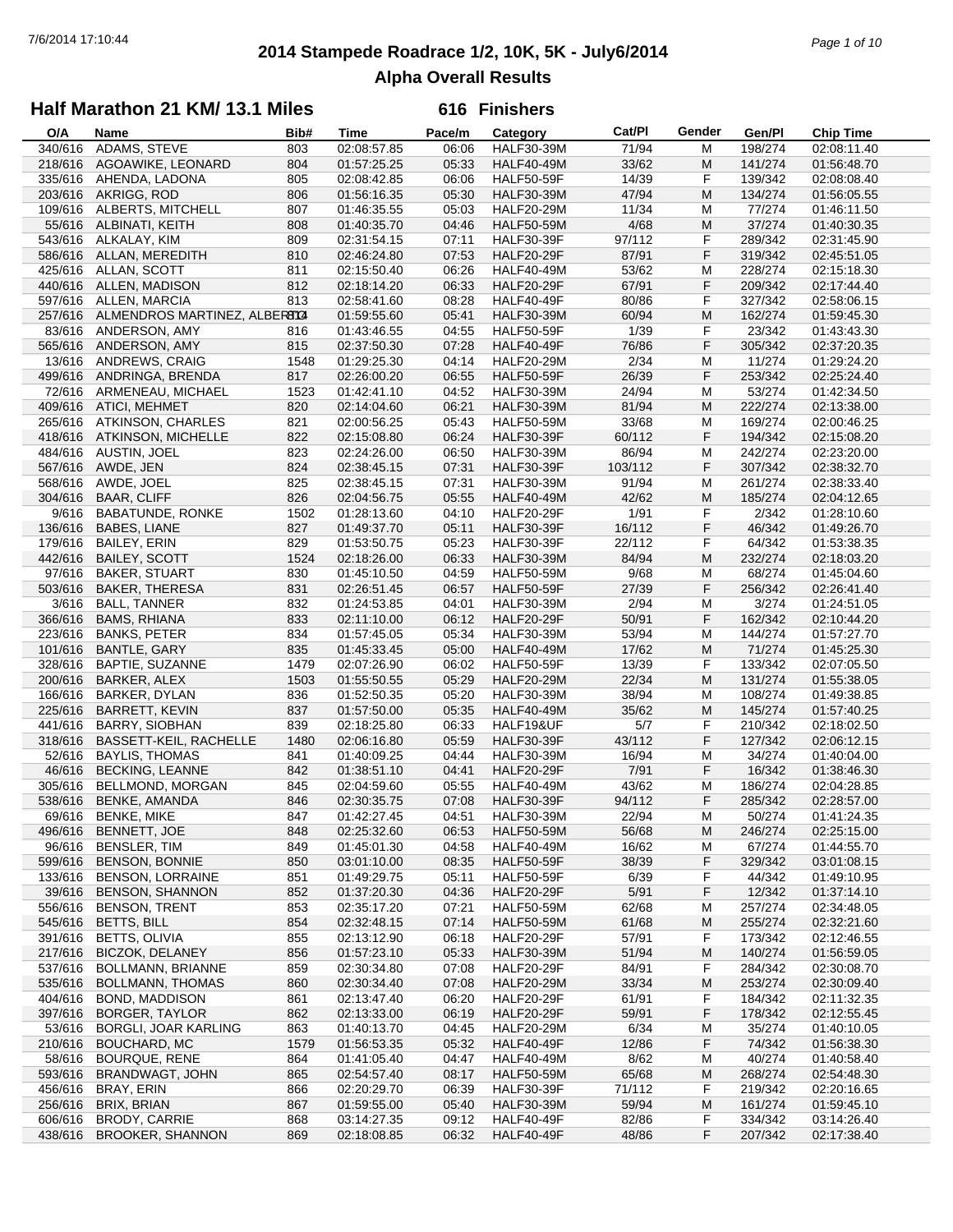# 2014 Stampede Roadrace 1/2, 10K, 5K - July6/2014

## Alpha Overall Results

### Half Marathon 21 KM/ 13.1 Miles — 616 Finishers

| O/A | Name | Bib# | Time | Pace/m | Category | Cat/Pl | Gender | Gen/Pl | Chip Time |
|---|---|---|---|---|---|---|---|---|---|
| 340/616 | ADAMS, STEVE | 803 | 02:08:57.85 | 06:06 | HALF30-39M | 71/94 | M | 198/274 | 02:08:11.40 |
| 218/616 | AGOAWIKE, LEONARD | 804 | 01:57:25.25 | 05:33 | HALF40-49M | 33/62 | M | 141/274 | 01:56:48.70 |
| 335/616 | AHENDA, LADONA | 805 | 02:08:42.85 | 06:06 | HALF50-59F | 14/39 | F | 139/342 | 02:08:08.40 |
| 203/616 | AKRIGG, ROD | 806 | 01:56:16.35 | 05:30 | HALF30-39M | 47/94 | M | 134/274 | 01:56:05.55 |
| 109/616 | ALBERTS, MITCHELL | 807 | 01:46:35.55 | 05:03 | HALF20-29M | 11/34 | M | 77/274 | 01:46:11.50 |
| 55/616 | ALBINATI, KEITH | 808 | 01:40:35.70 | 04:46 | HALF50-59M | 4/68 | M | 37/274 | 01:40:30.35 |
| 543/616 | ALKALAY, KIM | 809 | 02:31:54.15 | 07:11 | HALF30-39F | 97/112 | F | 289/342 | 02:31:45.90 |
| 586/616 | ALLAN, MEREDITH | 810 | 02:46:24.80 | 07:53 | HALF20-29F | 87/91 | F | 319/342 | 02:45:51.05 |
| 425/616 | ALLAN, SCOTT | 811 | 02:15:50.40 | 06:26 | HALF40-49M | 53/62 | M | 228/274 | 02:15:18.30 |
| 440/616 | ALLEN, MADISON | 812 | 02:18:14.20 | 06:33 | HALF20-29F | 67/91 | F | 209/342 | 02:17:44.40 |
| 597/616 | ALLEN, MARCIA | 813 | 02:58:41.60 | 08:28 | HALF40-49F | 80/86 | F | 327/342 | 02:58:06.15 |
| 257/616 | ALMENDROS MARTINEZ, ALBERTO | 814 | 01:59:55.60 | 05:41 | HALF30-39M | 60/94 | M | 162/274 | 01:59:45.30 |
| 83/616 | ANDERSON, AMY | 816 | 01:43:46.55 | 04:55 | HALF50-59F | 1/39 | F | 23/342 | 01:43:43.30 |
| 565/616 | ANDERSON, AMY | 815 | 02:37:50.30 | 07:28 | HALF40-49F | 76/86 | F | 305/342 | 02:37:20.35 |
| 13/616 | ANDREWS, CRAIG | 1548 | 01:29:25.30 | 04:14 | HALF20-29M | 2/34 | M | 11/274 | 01:29:24.20 |
| 499/616 | ANDRINGA, BRENDA | 817 | 02:26:00.20 | 06:55 | HALF50-59F | 26/39 | F | 253/342 | 02:25:24.40 |
| 72/616 | ARMENEAU, MICHAEL | 1523 | 01:42:41.10 | 04:52 | HALF30-39M | 24/94 | M | 53/274 | 01:42:34.50 |
| 409/616 | ATICI, MEHMET | 820 | 02:14:04.60 | 06:21 | HALF30-39M | 81/94 | M | 222/274 | 02:13:38.00 |
| 265/616 | ATKINSON, CHARLES | 821 | 02:00:56.25 | 05:43 | HALF50-59M | 33/68 | M | 169/274 | 02:00:46.25 |
| 418/616 | ATKINSON, MICHELLE | 822 | 02:15:08.80 | 06:24 | HALF30-39F | 60/112 | F | 194/342 | 02:15:08.20 |
| 484/616 | AUSTIN, JOEL | 823 | 02:24:26.00 | 06:50 | HALF30-39M | 86/94 | M | 242/274 | 02:23:20.00 |
| 567/616 | AWDE, JEN | 824 | 02:38:45.15 | 07:31 | HALF30-39F | 103/112 | F | 307/342 | 02:38:32.70 |
| 568/616 | AWDE, JOEL | 825 | 02:38:45.15 | 07:31 | HALF30-39M | 91/94 | M | 261/274 | 02:38:33.40 |
| 304/616 | BAAR, CLIFF | 826 | 02:04:56.75 | 05:55 | HALF40-49M | 42/62 | M | 185/274 | 02:04:12.65 |
| 9/616 | BABATUNDE, RONKE | 1502 | 01:28:13.60 | 04:10 | HALF20-29F | 1/91 | F | 2/342 | 01:28:10.60 |
| 136/616 | BABES, LIANE | 827 | 01:49:37.70 | 05:11 | HALF30-39F | 16/112 | F | 46/342 | 01:49:26.70 |
| 179/616 | BAILEY, ERIN | 829 | 01:53:50.75 | 05:23 | HALF30-39F | 22/112 | F | 64/342 | 01:53:38.35 |
| 442/616 | BAILEY, SCOTT | 1524 | 02:18:26.00 | 06:33 | HALF30-39M | 84/94 | M | 232/274 | 02:18:03.20 |
| 97/616 | BAKER, STUART | 830 | 01:45:10.50 | 04:59 | HALF50-59M | 9/68 | M | 68/274 | 01:45:04.60 |
| 503/616 | BAKER, THERESA | 831 | 02:26:51.45 | 06:57 | HALF50-59F | 27/39 | F | 256/342 | 02:26:41.40 |
| 3/616 | BALL, TANNER | 832 | 01:24:53.85 | 04:01 | HALF30-39M | 2/94 | M | 3/274 | 01:24:51.05 |
| 366/616 | BAMS, RHIANA | 833 | 02:11:10.00 | 06:12 | HALF20-29F | 50/91 | F | 162/342 | 02:10:44.20 |
| 223/616 | BANKS, PETER | 834 | 01:57:45.05 | 05:34 | HALF30-39M | 53/94 | M | 144/274 | 01:57:27.70 |
| 101/616 | BANTLE, GARY | 835 | 01:45:33.45 | 05:00 | HALF40-49M | 17/62 | M | 71/274 | 01:45:25.30 |
| 328/616 | BAPTIE, SUZANNE | 1479 | 02:07:26.90 | 06:02 | HALF50-59F | 13/39 | F | 133/342 | 02:07:05.50 |
| 200/616 | BARKER, ALEX | 1503 | 01:55:50.55 | 05:29 | HALF20-29M | 22/34 | M | 131/274 | 01:55:38.05 |
| 166/616 | BARKER, DYLAN | 836 | 01:52:50.35 | 05:20 | HALF30-39M | 38/94 | M | 108/274 | 01:49:38.85 |
| 225/616 | BARRETT, KEVIN | 837 | 01:57:50.00 | 05:35 | HALF40-49M | 35/62 | M | 145/274 | 01:57:40.25 |
| 441/616 | BARRY, SIOBHAN | 839 | 02:18:25.80 | 06:33 | HALF19&UF | 5/7 | F | 210/342 | 02:18:02.50 |
| 318/616 | BASSETT-KEIL, RACHELLE | 1480 | 02:06:16.80 | 05:59 | HALF30-39F | 43/112 | F | 127/342 | 02:06:12.15 |
| 52/616 | BAYLIS, THOMAS | 841 | 01:40:09.25 | 04:44 | HALF30-39M | 16/94 | M | 34/274 | 01:40:04.00 |
| 46/616 | BECKING, LEANNE | 842 | 01:38:51.10 | 04:41 | HALF20-29F | 7/91 | F | 16/342 | 01:38:46.30 |
| 305/616 | BELLMOND, MORGAN | 845 | 02:04:59.60 | 05:55 | HALF40-49M | 43/62 | M | 186/274 | 02:04:28.85 |
| 538/616 | BENKE, AMANDA | 846 | 02:30:35.75 | 07:08 | HALF30-39F | 94/112 | F | 285/342 | 02:28:57.00 |
| 69/616 | BENKE, MIKE | 847 | 01:42:27.45 | 04:51 | HALF30-39M | 22/94 | M | 50/274 | 01:41:24.35 |
| 496/616 | BENNETT, JOE | 848 | 02:25:32.60 | 06:53 | HALF50-59M | 56/68 | M | 246/274 | 02:25:15.00 |
| 96/616 | BENSLER, TIM | 849 | 01:45:01.30 | 04:58 | HALF40-49M | 16/62 | M | 67/274 | 01:44:55.70 |
| 599/616 | BENSON, BONNIE | 850 | 03:01:10.00 | 08:35 | HALF50-59F | 38/39 | F | 329/342 | 03:01:08.15 |
| 133/616 | BENSON, LORRAINE | 851 | 01:49:29.75 | 05:11 | HALF50-59F | 6/39 | F | 44/342 | 01:49:10.95 |
| 39/616 | BENSON, SHANNON | 852 | 01:37:20.30 | 04:36 | HALF20-29F | 5/91 | F | 12/342 | 01:37:14.10 |
| 556/616 | BENSON, TRENT | 853 | 02:35:17.20 | 07:21 | HALF50-59M | 62/68 | M | 257/274 | 02:34:48.05 |
| 545/616 | BETTS, BILL | 854 | 02:32:48.15 | 07:14 | HALF50-59M | 61/68 | M | 255/274 | 02:32:21.60 |
| 391/616 | BETTS, OLIVIA | 855 | 02:13:12.90 | 06:18 | HALF20-29F | 57/91 | F | 173/342 | 02:12:46.55 |
| 217/616 | BICZOK, DELANEY | 856 | 01:57:23.10 | 05:33 | HALF30-39M | 51/94 | M | 140/274 | 01:56:59.05 |
| 537/616 | BOLLMANN, BRIANNE | 859 | 02:30:34.80 | 07:08 | HALF20-29F | 84/91 | F | 284/342 | 02:30:08.70 |
| 535/616 | BOLLMANN, THOMAS | 860 | 02:30:34.40 | 07:08 | HALF20-29M | 33/34 | M | 253/274 | 02:30:09.40 |
| 404/616 | BOND, MADDISON | 861 | 02:13:47.40 | 06:20 | HALF20-29F | 61/91 | F | 184/342 | 02:11:32.35 |
| 397/616 | BORGER, TAYLOR | 862 | 02:13:33.00 | 06:19 | HALF20-29F | 59/91 | F | 178/342 | 02:12:55.45 |
| 53/616 | BORGLI, JOAR KARLING | 863 | 01:40:13.70 | 04:45 | HALF20-29M | 6/34 | M | 35/274 | 01:40:10.05 |
| 210/616 | BOUCHARD, MC | 1579 | 01:56:53.35 | 05:32 | HALF40-49F | 12/86 | F | 74/342 | 01:56:38.30 |
| 58/616 | BOURQUE, RENE | 864 | 01:41:05.40 | 04:47 | HALF40-49M | 8/62 | M | 40/274 | 01:40:58.40 |
| 593/616 | BRANDWAGT, JOHN | 865 | 02:54:57.40 | 08:17 | HALF50-59M | 65/68 | M | 268/274 | 02:54:48.30 |
| 456/616 | BRAY, ERIN | 866 | 02:20:29.70 | 06:39 | HALF30-39F | 71/112 | F | 219/342 | 02:20:16.65 |
| 256/616 | BRIX, BRIAN | 867 | 01:59:55.00 | 05:40 | HALF30-39M | 59/94 | M | 161/274 | 01:59:45.10 |
| 606/616 | BRODY, CARRIE | 868 | 03:14:27.35 | 09:12 | HALF40-49F | 82/86 | F | 334/342 | 03:14:26.40 |
| 438/616 | BROOKER, SHANNON | 869 | 02:18:08.85 | 06:32 | HALF40-49F | 48/86 | F | 207/342 | 02:17:38.40 |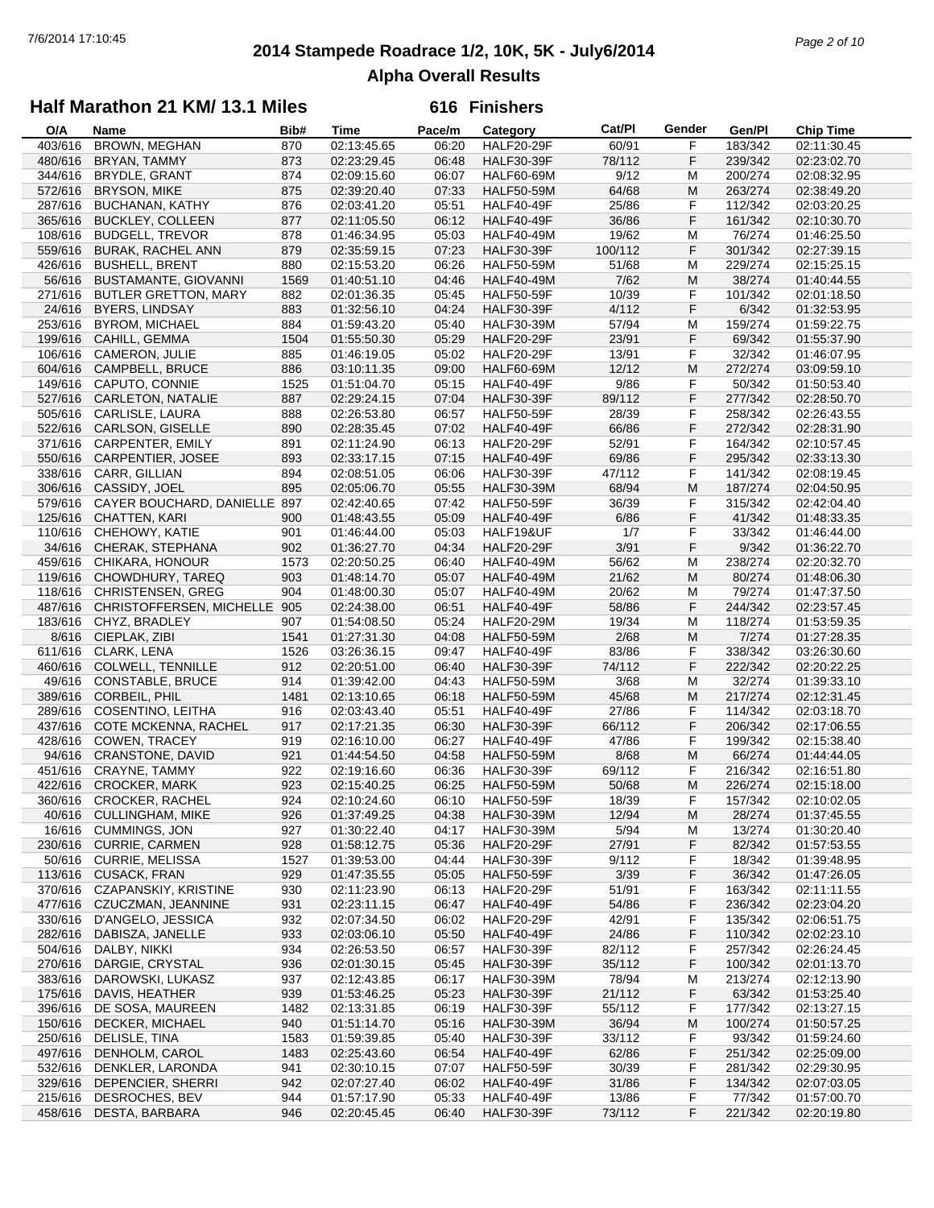# 2014 Stampede Roadrace 1/2, 10K, 5K - July6/2014

## Alpha Overall Results

### Half Marathon 21 KM/ 13.1 Miles — 616 Finishers

| O/A | Name | Bib# | Time | Pace/m | Category | Cat/Pl | Gender | Gen/Pl | Chip Time |
|---|---|---|---|---|---|---|---|---|---|
| 403/616 | BROWN, MEGHAN | 870 | 02:13:45.65 | 06:20 | HALF20-29F | 60/91 | F | 183/342 | 02:11:30.45 |
| 480/616 | BRYAN, TAMMY | 873 | 02:23:29.45 | 06:48 | HALF30-39F | 78/112 | F | 239/342 | 02:23:02.70 |
| 344/616 | BRYDLE, GRANT | 874 | 02:09:15.60 | 06:07 | HALF60-69M | 9/12 | M | 200/274 | 02:08:32.95 |
| 572/616 | BRYSON, MIKE | 875 | 02:39:20.40 | 07:33 | HALF50-59M | 64/68 | M | 263/274 | 02:38:49.20 |
| 287/616 | BUCHANAN, KATHY | 876 | 02:03:41.20 | 05:51 | HALF40-49F | 25/86 | F | 112/342 | 02:03:20.25 |
| 365/616 | BUCKLEY, COLLEEN | 877 | 02:11:05.50 | 06:12 | HALF40-49F | 36/86 | F | 161/342 | 02:10:30.70 |
| 108/616 | BUDGELL, TREVOR | 878 | 01:46:34.95 | 05:03 | HALF40-49M | 19/62 | M | 76/274 | 01:46:25.50 |
| 559/616 | BURAK, RACHEL ANN | 879 | 02:35:59.15 | 07:23 | HALF30-39F | 100/112 | F | 301/342 | 02:27:39.15 |
| 426/616 | BUSHELL, BRENT | 880 | 02:15:53.20 | 06:26 | HALF50-59M | 51/68 | M | 229/274 | 02:15:25.15 |
| 56/616 | BUSTAMANTE, GIOVANNI | 1569 | 01:40:51.10 | 04:46 | HALF40-49M | 7/62 | M | 38/274 | 01:40:44.55 |
| 271/616 | BUTLER GRETTON, MARY | 882 | 02:01:36.35 | 05:45 | HALF50-59F | 10/39 | F | 101/342 | 02:01:18.50 |
| 24/616 | BYERS, LINDSAY | 883 | 01:32:56.10 | 04:24 | HALF30-39F | 4/112 | F | 6/342 | 01:32:53.95 |
| 253/616 | BYROM, MICHAEL | 884 | 01:59:43.20 | 05:40 | HALF30-39M | 57/94 | M | 159/274 | 01:59:22.75 |
| 199/616 | CAHILL, GEMMA | 1504 | 01:55:50.30 | 05:29 | HALF20-29F | 23/91 | F | 69/342 | 01:55:37.90 |
| 106/616 | CAMERON, JULIE | 885 | 01:46:19.05 | 05:02 | HALF20-29F | 13/91 | F | 32/342 | 01:46:07.95 |
| 604/616 | CAMPBELL, BRUCE | 886 | 03:10:11.35 | 09:00 | HALF60-69M | 12/12 | M | 272/274 | 03:09:59.10 |
| 149/616 | CAPUTO, CONNIE | 1525 | 01:51:04.70 | 05:15 | HALF40-49F | 9/86 | F | 50/342 | 01:50:53.40 |
| 527/616 | CARLETON, NATALIE | 887 | 02:29:24.15 | 07:04 | HALF30-39F | 89/112 | F | 277/342 | 02:28:50.70 |
| 505/616 | CARLISLE, LAURA | 888 | 02:26:53.80 | 06:57 | HALF50-59F | 28/39 | F | 258/342 | 02:26:43.55 |
| 522/616 | CARLSON, GISELLE | 890 | 02:28:35.45 | 07:02 | HALF40-49F | 66/86 | F | 272/342 | 02:28:31.90 |
| 371/616 | CARPENTER, EMILY | 891 | 02:11:24.90 | 06:13 | HALF20-29F | 52/91 | F | 164/342 | 02:10:57.45 |
| 550/616 | CARPENTIER, JOSEE | 893 | 02:33:17.15 | 07:15 | HALF40-49F | 69/86 | F | 295/342 | 02:33:13.30 |
| 338/616 | CARR, GILLIAN | 894 | 02:08:51.05 | 06:06 | HALF30-39F | 47/112 | F | 141/342 | 02:08:19.45 |
| 306/616 | CASSIDY, JOEL | 895 | 02:05:06.70 | 05:55 | HALF30-39M | 68/94 | M | 187/274 | 02:04:50.95 |
| 579/616 | CAYER BOUCHARD, DANIELLE | 897 | 02:42:40.65 | 07:42 | HALF50-59F | 36/39 | F | 315/342 | 02:42:04.40 |
| 125/616 | CHATTEN, KARI | 900 | 01:48:43.55 | 05:09 | HALF40-49F | 6/86 | F | 41/342 | 01:48:33.35 |
| 110/616 | CHEHOWY, KATIE | 901 | 01:46:44.00 | 05:03 | HALF19&UF | 1/7 | F | 33/342 | 01:46:44.00 |
| 34/616 | CHERAK, STEPHANA | 902 | 01:36:27.70 | 04:34 | HALF20-29F | 3/91 | F | 9/342 | 01:36:22.70 |
| 459/616 | CHIKARA, HONOUR | 1573 | 02:20:50.25 | 06:40 | HALF40-49M | 56/62 | M | 238/274 | 02:20:32.70 |
| 119/616 | CHOWDHURY, TAREQ | 903 | 01:48:14.70 | 05:07 | HALF40-49M | 21/62 | M | 80/274 | 01:48:06.30 |
| 118/616 | CHRISTENSEN, GREG | 904 | 01:48:00.30 | 05:07 | HALF40-49M | 20/62 | M | 79/274 | 01:47:37.50 |
| 487/616 | CHRISTOFFERSEN, MICHELLE | 905 | 02:24:38.00 | 06:51 | HALF40-49F | 58/86 | F | 244/342 | 02:23:57.45 |
| 183/616 | CHYZ, BRADLEY | 907 | 01:54:08.50 | 05:24 | HALF20-29M | 19/34 | M | 118/274 | 01:53:59.35 |
| 8/616 | CIEPLAK, ZIBI | 1541 | 01:27:31.30 | 04:08 | HALF50-59M | 2/68 | M | 7/274 | 01:27:28.35 |
| 611/616 | CLARK, LENA | 1526 | 03:26:36.15 | 09:47 | HALF40-49F | 83/86 | F | 338/342 | 03:26:30.60 |
| 460/616 | COLWELL, TENNILLE | 912 | 02:20:51.00 | 06:40 | HALF30-39F | 74/112 | F | 222/342 | 02:20:22.25 |
| 49/616 | CONSTABLE, BRUCE | 914 | 01:39:42.00 | 04:43 | HALF50-59M | 3/68 | M | 32/274 | 01:39:33.10 |
| 389/616 | CORBEIL, PHIL | 1481 | 02:13:10.65 | 06:18 | HALF50-59M | 45/68 | M | 217/274 | 02:12:31.45 |
| 289/616 | COSENTINO, LEITHA | 916 | 02:03:43.40 | 05:51 | HALF40-49F | 27/86 | F | 114/342 | 02:03:18.70 |
| 437/616 | COTE MCKENNA, RACHEL | 917 | 02:17:21.35 | 06:30 | HALF30-39F | 66/112 | F | 206/342 | 02:17:06.55 |
| 428/616 | COWEN, TRACEY | 919 | 02:16:10.00 | 06:27 | HALF40-49F | 47/86 | F | 199/342 | 02:15:38.40 |
| 94/616 | CRANSTONE, DAVID | 921 | 01:44:54.50 | 04:58 | HALF50-59M | 8/68 | M | 66/274 | 01:44:44.05 |
| 451/616 | CRAYNE, TAMMY | 922 | 02:19:16.60 | 06:36 | HALF30-39F | 69/112 | F | 216/342 | 02:16:51.80 |
| 422/616 | CROCKER, MARK | 923 | 02:15:40.25 | 06:25 | HALF50-59M | 50/68 | M | 226/274 | 02:15:18.00 |
| 360/616 | CROCKER, RACHEL | 924 | 02:10:24.60 | 06:10 | HALF50-59F | 18/39 | F | 157/342 | 02:10:02.05 |
| 40/616 | CULLINGHAM, MIKE | 926 | 01:37:49.25 | 04:38 | HALF30-39M | 12/94 | M | 28/274 | 01:37:45.55 |
| 16/616 | CUMMINGS, JON | 927 | 01:30:22.40 | 04:17 | HALF30-39M | 5/94 | M | 13/274 | 01:30:20.40 |
| 230/616 | CURRIE, CARMEN | 928 | 01:58:12.75 | 05:36 | HALF20-29F | 27/91 | F | 82/342 | 01:57:53.55 |
| 50/616 | CURRIE, MELISSA | 1527 | 01:39:53.00 | 04:44 | HALF30-39F | 9/112 | F | 18/342 | 01:39:48.95 |
| 113/616 | CUSACK, FRAN | 929 | 01:47:35.55 | 05:05 | HALF50-59F | 3/39 | F | 36/342 | 01:47:26.05 |
| 370/616 | CZAPANSKIY, KRISTINE | 930 | 02:11:23.90 | 06:13 | HALF20-29F | 51/91 | F | 163/342 | 02:11:11.55 |
| 477/616 | CZUCZMAN, JEANNINE | 931 | 02:23:11.15 | 06:47 | HALF40-49F | 54/86 | F | 236/342 | 02:23:04.20 |
| 330/616 | D'ANGELO, JESSICA | 932 | 02:07:34.50 | 06:02 | HALF20-29F | 42/91 | F | 135/342 | 02:06:51.75 |
| 282/616 | DABISZA, JANELLE | 933 | 02:03:06.10 | 05:50 | HALF40-49F | 24/86 | F | 110/342 | 02:02:23.10 |
| 504/616 | DALBY, NIKKI | 934 | 02:26:53.50 | 06:57 | HALF30-39F | 82/112 | F | 257/342 | 02:26:24.45 |
| 270/616 | DARGIE, CRYSTAL | 936 | 02:01:30.15 | 05:45 | HALF30-39F | 35/112 | F | 100/342 | 02:01:13.70 |
| 383/616 | DAROWSKI, LUKASZ | 937 | 02:12:43.85 | 06:17 | HALF30-39M | 78/94 | M | 213/274 | 02:12:13.90 |
| 175/616 | DAVIS, HEATHER | 939 | 01:53:46.25 | 05:23 | HALF30-39F | 21/112 | F | 63/342 | 01:53:25.40 |
| 396/616 | DE SOSA, MAUREEN | 1482 | 02:13:31.85 | 06:19 | HALF30-39F | 55/112 | F | 177/342 | 02:13:27.15 |
| 150/616 | DECKER, MICHAEL | 940 | 01:51:14.70 | 05:16 | HALF30-39M | 36/94 | M | 100/274 | 01:50:57.25 |
| 250/616 | DELISLE, TINA | 1583 | 01:59:39.85 | 05:40 | HALF30-39F | 33/112 | F | 93/342 | 01:59:24.60 |
| 497/616 | DENHOLM, CAROL | 1483 | 02:25:43.60 | 06:54 | HALF40-49F | 62/86 | F | 251/342 | 02:25:09.00 |
| 532/616 | DENKLER, LARONDA | 941 | 02:30:10.15 | 07:07 | HALF50-59F | 30/39 | F | 281/342 | 02:29:30.95 |
| 329/616 | DEPENCIER, SHERRI | 942 | 02:07:27.40 | 06:02 | HALF40-49F | 31/86 | F | 134/342 | 02:07:03.05 |
| 215/616 | DESROCHES, BEV | 944 | 01:57:17.90 | 05:33 | HALF40-49F | 13/86 | F | 77/342 | 01:57:00.70 |
| 458/616 | DESTA, BARBARA | 946 | 02:20:45.45 | 06:40 | HALF30-39F | 73/112 | F | 221/342 | 02:20:19.80 |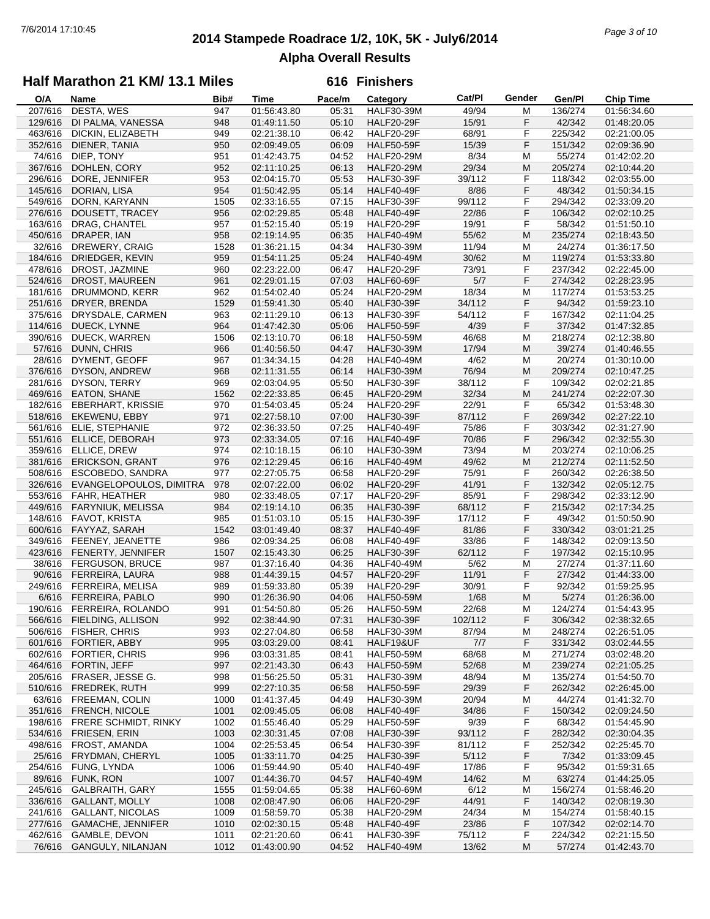# 2014 Stampede Roadrace 1/2, 10K, 5K - July6/2014

## Alpha Overall Results

### Half Marathon 21 KM/ 13.1 Miles — 616 Finishers

| O/A | Name | Bib# | Time | Pace/m | Category | Cat/Pl | Gender | Gen/Pl | Chip Time |
|---|---|---|---|---|---|---|---|---|---|
| 207/616 | DESTA, WES | 947 | 01:56:43.80 | 05:31 | HALF30-39M | 49/94 | M | 136/274 | 01:56:34.60 |
| 129/616 | DI PALMA, VANESSA | 948 | 01:49:11.50 | 05:10 | HALF20-29F | 15/91 | F | 42/342 | 01:48:20.05 |
| 463/616 | DICKIN, ELIZABETH | 949 | 02:21:38.10 | 06:42 | HALF20-29F | 68/91 | F | 225/342 | 02:21:00.05 |
| 352/616 | DIENER, TANIA | 950 | 02:09:49.05 | 06:09 | HALF50-59F | 15/39 | F | 151/342 | 02:09:36.90 |
| 74/616 | DIEP, TONY | 951 | 01:42:43.75 | 04:52 | HALF20-29M | 8/34 | M | 55/274 | 01:42:02.20 |
| 367/616 | DOHLEN, CORY | 952 | 02:11:10.25 | 06:13 | HALF20-29M | 29/34 | M | 205/274 | 02:10:44.20 |
| 296/616 | DORE, JENNIFER | 953 | 02:04:15.70 | 05:53 | HALF30-39F | 39/112 | F | 118/342 | 02:03:55.00 |
| 145/616 | DORIAN, LISA | 954 | 01:50:42.95 | 05:14 | HALF40-49F | 8/86 | F | 48/342 | 01:50:34.15 |
| 549/616 | DORN, KARYANN | 1505 | 02:33:16.55 | 07:15 | HALF30-39F | 99/112 | F | 294/342 | 02:33:09.20 |
| 276/616 | DOUSETT, TRACEY | 956 | 02:02:29.85 | 05:48 | HALF40-49F | 22/86 | F | 106/342 | 02:02:10.25 |
| 163/616 | DRAG, CHANTEL | 957 | 01:52:15.40 | 05:19 | HALF20-29F | 19/91 | F | 58/342 | 01:51:50.10 |
| 450/616 | DRAPER, IAN | 958 | 02:19:14.95 | 06:35 | HALF40-49M | 55/62 | M | 235/274 | 02:18:43.50 |
| 32/616 | DREWERY, CRAIG | 1528 | 01:36:21.15 | 04:34 | HALF30-39M | 11/94 | M | 24/274 | 01:36:17.50 |
| 184/616 | DRIEDGER, KEVIN | 959 | 01:54:11.25 | 05:24 | HALF40-49M | 30/62 | M | 119/274 | 01:53:33.80 |
| 478/616 | DROST, JAZMINE | 960 | 02:23:22.00 | 06:47 | HALF20-29F | 73/91 | F | 237/342 | 02:22:45.00 |
| 524/616 | DROST, MAUREEN | 961 | 02:29:01.15 | 07:03 | HALF60-69F | 5/7 | F | 274/342 | 02:28:23.95 |
| 181/616 | DRUMMOND, KERR | 962 | 01:54:02.40 | 05:24 | HALF20-29M | 18/34 | M | 117/274 | 01:53:53.25 |
| 251/616 | DRYER, BRENDA | 1529 | 01:59:41.30 | 05:40 | HALF30-39F | 34/112 | F | 94/342 | 01:59:23.10 |
| 375/616 | DRYSDALE, CARMEN | 963 | 02:11:29.10 | 06:13 | HALF30-39F | 54/112 | F | 167/342 | 02:11:04.25 |
| 114/616 | DUECK, LYNNE | 964 | 01:47:42.30 | 05:06 | HALF50-59F | 4/39 | F | 37/342 | 01:47:32.85 |
| 390/616 | DUECK, WARREN | 1506 | 02:13:10.70 | 06:18 | HALF50-59M | 46/68 | M | 218/274 | 02:12:38.80 |
| 57/616 | DUNN, CHRIS | 966 | 01:40:56.50 | 04:47 | HALF30-39M | 17/94 | M | 39/274 | 01:40:46.55 |
| 28/616 | DYMENT, GEOFF | 967 | 01:34:34.15 | 04:28 | HALF40-49M | 4/62 | M | 20/274 | 01:30:10.00 |
| 376/616 | DYSON, ANDREW | 968 | 02:11:31.55 | 06:14 | HALF30-39M | 76/94 | M | 209/274 | 02:10:47.25 |
| 281/616 | DYSON, TERRY | 969 | 02:03:04.95 | 05:50 | HALF30-39F | 38/112 | F | 109/342 | 02:02:21.85 |
| 469/616 | EATON, SHANE | 1562 | 02:22:33.85 | 06:45 | HALF20-29M | 32/34 | M | 241/274 | 02:22:07.30 |
| 182/616 | EBERHART, KRISSIE | 970 | 01:54:03.45 | 05:24 | HALF20-29F | 22/91 | F | 65/342 | 01:53:48.30 |
| 518/616 | EKEWENU, EBBY | 971 | 02:27:58.10 | 07:00 | HALF30-39F | 87/112 | F | 269/342 | 02:27:22.10 |
| 561/616 | ELIE, STEPHANIE | 972 | 02:36:33.50 | 07:25 | HALF40-49F | 75/86 | F | 303/342 | 02:31:27.90 |
| 551/616 | ELLICE, DEBORAH | 973 | 02:33:34.05 | 07:16 | HALF40-49F | 70/86 | F | 296/342 | 02:32:55.30 |
| 359/616 | ELLICE, DREW | 974 | 02:10:18.15 | 06:10 | HALF30-39M | 73/94 | M | 203/274 | 02:10:06.25 |
| 381/616 | ERICKSON, GRANT | 976 | 02:12:29.45 | 06:16 | HALF40-49M | 49/62 | M | 212/274 | 02:11:52.50 |
| 508/616 | ESCOBEDO, SANDRA | 977 | 02:27:05.75 | 06:58 | HALF20-29F | 75/91 | F | 260/342 | 02:26:38.50 |
| 326/616 | EVANGELOPOULOS, DIMITRA | 978 | 02:07:22.00 | 06:02 | HALF20-29F | 41/91 | F | 132/342 | 02:05:12.75 |
| 553/616 | FAHR, HEATHER | 980 | 02:33:48.05 | 07:17 | HALF20-29F | 85/91 | F | 298/342 | 02:33:12.90 |
| 449/616 | FARYNIUK, MELISSA | 984 | 02:19:14.10 | 06:35 | HALF30-39F | 68/112 | F | 215/342 | 02:17:34.25 |
| 148/616 | FAVOT, KRISTA | 985 | 01:51:03.10 | 05:15 | HALF30-39F | 17/112 | F | 49/342 | 01:50:50.90 |
| 600/616 | FAYYAZ, SARAH | 1542 | 03:01:49.40 | 08:37 | HALF40-49F | 81/86 | F | 330/342 | 03:01:21.25 |
| 349/616 | FEENEY, JEANETTE | 986 | 02:09:34.25 | 06:08 | HALF40-49F | 33/86 | F | 148/342 | 02:09:13.50 |
| 423/616 | FENERTY, JENNIFER | 1507 | 02:15:43.30 | 06:25 | HALF30-39F | 62/112 | F | 197/342 | 02:15:10.95 |
| 38/616 | FERGUSON, BRUCE | 987 | 01:37:16.40 | 04:36 | HALF40-49M | 5/62 | M | 27/274 | 01:37:11.60 |
| 90/616 | FERREIRA, LAURA | 988 | 01:44:39.15 | 04:57 | HALF20-29F | 11/91 | F | 27/342 | 01:44:33.00 |
| 249/616 | FERREIRA, MELISA | 989 | 01:59:33.80 | 05:39 | HALF20-29F | 30/91 | F | 92/342 | 01:59:25.95 |
| 6/616 | FERREIRA, PABLO | 990 | 01:26:36.90 | 04:06 | HALF50-59M | 1/68 | M | 5/274 | 01:26:36.00 |
| 190/616 | FERREIRA, ROLANDO | 991 | 01:54:50.80 | 05:26 | HALF50-59M | 22/68 | M | 124/274 | 01:54:43.95 |
| 566/616 | FIELDING, ALLISON | 992 | 02:38:44.90 | 07:31 | HALF30-39F | 102/112 | F | 306/342 | 02:38:32.65 |
| 506/616 | FISHER, CHRIS | 993 | 02:27:04.80 | 06:58 | HALF30-39M | 87/94 | M | 248/274 | 02:26:51.05 |
| 601/616 | FORTIER, ABBY | 995 | 03:03:29.00 | 08:41 | HALF19&UF | 7/7 | F | 331/342 | 03:02:44.55 |
| 602/616 | FORTIER, CHRIS | 996 | 03:03:31.85 | 08:41 | HALF50-59M | 68/68 | M | 271/274 | 03:02:48.20 |
| 464/616 | FORTIN, JEFF | 997 | 02:21:43.30 | 06:43 | HALF50-59M | 52/68 | M | 239/274 | 02:21:05.25 |
| 205/616 | FRASER, JESSE G. | 998 | 01:56:25.50 | 05:31 | HALF30-39M | 48/94 | M | 135/274 | 01:54:50.70 |
| 510/616 | FREDREK, RUTH | 999 | 02:27:10.35 | 06:58 | HALF50-59F | 29/39 | F | 262/342 | 02:26:45.00 |
| 63/616 | FREEMAN, COLIN | 1000 | 01:41:37.45 | 04:49 | HALF30-39M | 20/94 | M | 44/274 | 01:41:32.70 |
| 351/616 | FRENCH, NICOLE | 1001 | 02:09:45.05 | 06:08 | HALF40-49F | 34/86 | F | 150/342 | 02:09:24.50 |
| 198/616 | FRERE SCHMIDT, RINKY | 1002 | 01:55:46.40 | 05:29 | HALF50-59F | 9/39 | F | 68/342 | 01:54:45.90 |
| 534/616 | FRIESEN, ERIN | 1003 | 02:30:31.45 | 07:08 | HALF30-39F | 93/112 | F | 282/342 | 02:30:04.35 |
| 498/616 | FROST, AMANDA | 1004 | 02:25:53.45 | 06:54 | HALF30-39F | 81/112 | F | 252/342 | 02:25:45.70 |
| 25/616 | FRYDMAN, CHERYL | 1005 | 01:33:11.70 | 04:25 | HALF30-39F | 5/112 | F | 7/342 | 01:33:09.45 |
| 254/616 | FUNG, LYNDA | 1006 | 01:59:44.90 | 05:40 | HALF40-49F | 17/86 | F | 95/342 | 01:59:31.65 |
| 89/616 | FUNK, RON | 1007 | 01:44:36.70 | 04:57 | HALF40-49M | 14/62 | M | 63/274 | 01:44:25.05 |
| 245/616 | GALBRAITH, GARY | 1555 | 01:59:04.65 | 05:38 | HALF60-69M | 6/12 | M | 156/274 | 01:58:46.20 |
| 336/616 | GALLANT, MOLLY | 1008 | 02:08:47.90 | 06:06 | HALF20-29F | 44/91 | F | 140/342 | 02:08:19.30 |
| 241/616 | GALLANT, NICOLAS | 1009 | 01:58:59.70 | 05:38 | HALF20-29M | 24/34 | M | 154/274 | 01:58:40.15 |
| 277/616 | GAMACHE, JENNIFER | 1010 | 02:02:30.15 | 05:48 | HALF40-49F | 23/86 | F | 107/342 | 02:02:14.70 |
| 462/616 | GAMBLE, DEVON | 1011 | 02:21:20.60 | 06:41 | HALF30-39F | 75/112 | F | 224/342 | 02:21:15.50 |
| 76/616 | GANGULY, NILANJAN | 1012 | 01:43:00.90 | 04:52 | HALF40-49M | 13/62 | M | 57/274 | 01:42:43.70 |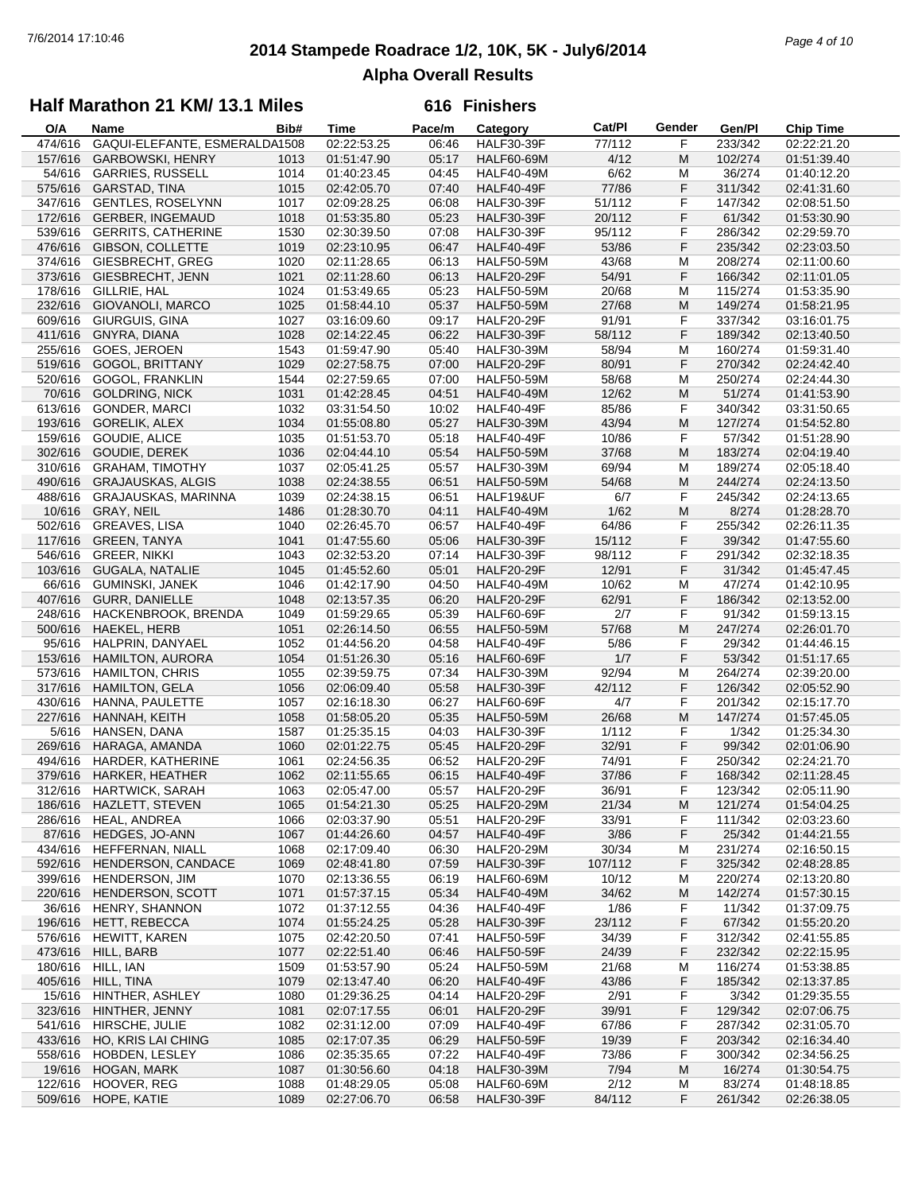# 2014 Stampede Roadrace 1/2, 10K, 5K - July6/2014

## Alpha Overall Results

### Half Marathon 21 KM/ 13.1 Miles — 616 Finishers

| O/A | Name | Bib# | Time | Pace/m | Category | Cat/Pl | Gender | Gen/Pl | Chip Time |
|---|---|---|---|---|---|---|---|---|---|
| 474/616 | GAQUI-ELEFANTE, ESMERALDA | 1508 | 02:22:53.25 | 06:46 | HALF30-39F | 77/112 | F | 233/342 | 02:22:21.20 |
| 157/616 | GARBOWSKI, HENRY | 1013 | 01:51:47.90 | 05:17 | HALF60-69M | 4/12 | M | 102/274 | 01:51:39.40 |
| 54/616 | GARRIES, RUSSELL | 1014 | 01:40:23.45 | 04:45 | HALF40-49M | 6/62 | M | 36/274 | 01:40:12.20 |
| 575/616 | GARSTAD, TINA | 1015 | 02:42:05.70 | 07:40 | HALF40-49F | 77/86 | F | 311/342 | 02:41:31.60 |
| 347/616 | GENTLES, ROSELYNN | 1017 | 02:09:28.25 | 06:08 | HALF30-39F | 51/112 | F | 147/342 | 02:08:51.50 |
| 172/616 | GERBER, INGEMAUD | 1018 | 01:53:35.80 | 05:23 | HALF30-39F | 20/112 | F | 61/342 | 01:53:30.90 |
| 539/616 | GERRITS, CATHERINE | 1530 | 02:30:39.50 | 07:08 | HALF30-39F | 95/112 | F | 286/342 | 02:29:59.70 |
| 476/616 | GIBSON, COLLETTE | 1019 | 02:23:10.95 | 06:47 | HALF40-49F | 53/86 | F | 235/342 | 02:23:03.50 |
| 374/616 | GIESBRECHT, GREG | 1020 | 02:11:28.65 | 06:13 | HALF50-59M | 43/68 | M | 208/274 | 02:11:00.60 |
| 373/616 | GIESBRECHT, JENN | 1021 | 02:11:28.60 | 06:13 | HALF20-29F | 54/91 | F | 166/342 | 02:11:01.05 |
| 178/616 | GILLRIE, HAL | 1024 | 01:53:49.65 | 05:23 | HALF50-59M | 20/68 | M | 115/274 | 01:53:35.90 |
| 232/616 | GIOVANOLI, MARCO | 1025 | 01:58:44.10 | 05:37 | HALF50-59M | 27/68 | M | 149/274 | 01:58:21.95 |
| 609/616 | GIURGUIS, GINA | 1027 | 03:16:09.60 | 09:17 | HALF20-29F | 91/91 | F | 337/342 | 03:16:01.75 |
| 411/616 | GNYRA, DIANA | 1028 | 02:14:22.45 | 06:22 | HALF30-39F | 58/112 | F | 189/342 | 02:13:40.50 |
| 255/616 | GOES, JEROEN | 1543 | 01:59:47.90 | 05:40 | HALF30-39M | 58/94 | M | 160/274 | 01:59:31.40 |
| 519/616 | GOGOL, BRITTANY | 1029 | 02:27:58.75 | 07:00 | HALF20-29F | 80/91 | F | 270/342 | 02:24:42.40 |
| 520/616 | GOGOL, FRANKLIN | 1544 | 02:27:59.65 | 07:00 | HALF50-59M | 58/68 | M | 250/274 | 02:24:44.30 |
| 70/616 | GOLDRING, NICK | 1031 | 01:42:28.45 | 04:51 | HALF40-49M | 12/62 | M | 51/274 | 01:41:53.90 |
| 613/616 | GONDER, MARCI | 1032 | 03:31:54.50 | 10:02 | HALF40-49F | 85/86 | F | 340/342 | 03:31:50.65 |
| 193/616 | GORELIK, ALEX | 1034 | 01:55:08.80 | 05:27 | HALF30-39M | 43/94 | M | 127/274 | 01:54:52.80 |
| 159/616 | GOUDIE, ALICE | 1035 | 01:51:53.70 | 05:18 | HALF40-49F | 10/86 | F | 57/342 | 01:51:28.90 |
| 302/616 | GOUDIE, DEREK | 1036 | 02:04:44.10 | 05:54 | HALF50-59M | 37/68 | M | 183/274 | 02:04:19.40 |
| 310/616 | GRAHAM, TIMOTHY | 1037 | 02:05:41.25 | 05:57 | HALF30-39M | 69/94 | M | 189/274 | 02:05:18.40 |
| 490/616 | GRAJAUSKAS, ALGIS | 1038 | 02:24:38.55 | 06:51 | HALF50-59M | 54/68 | M | 244/274 | 02:24:13.50 |
| 488/616 | GRAJAUSKAS, MARINNA | 1039 | 02:24:38.15 | 06:51 | HALF19&UF | 6/7 | F | 245/342 | 02:24:13.65 |
| 10/616 | GRAY, NEIL | 1486 | 01:28:30.70 | 04:11 | HALF40-49M | 1/62 | M | 8/274 | 01:28:28.70 |
| 502/616 | GREAVES, LISA | 1040 | 02:26:45.70 | 06:57 | HALF40-49F | 64/86 | F | 255/342 | 02:26:11.35 |
| 117/616 | GREEN, TANYA | 1041 | 01:47:55.60 | 05:06 | HALF30-39F | 15/112 | F | 39/342 | 01:47:55.60 |
| 546/616 | GREER, NIKKI | 1043 | 02:32:53.20 | 07:14 | HALF30-39F | 98/112 | F | 291/342 | 02:32:18.35 |
| 103/616 | GUGALA, NATALIE | 1045 | 01:45:52.60 | 05:01 | HALF20-29F | 12/91 | F | 31/342 | 01:45:47.45 |
| 66/616 | GUMINSKI, JANEK | 1046 | 01:42:17.90 | 04:50 | HALF40-49M | 10/62 | M | 47/274 | 01:42:10.95 |
| 407/616 | GURR, DANIELLE | 1048 | 02:13:57.35 | 06:20 | HALF20-29F | 62/91 | F | 186/342 | 02:13:52.00 |
| 248/616 | HACKENBROOK, BRENDA | 1049 | 01:59:29.65 | 05:39 | HALF60-69F | 2/7 | F | 91/342 | 01:59:13.15 |
| 500/616 | HAEKEL, HERB | 1051 | 02:26:14.50 | 06:55 | HALF50-59M | 57/68 | M | 247/274 | 02:26:01.70 |
| 95/616 | HALPRIN, DANYAEL | 1052 | 01:44:56.20 | 04:58 | HALF40-49F | 5/86 | F | 29/342 | 01:44:46.15 |
| 153/616 | HAMILTON, AURORA | 1054 | 01:51:26.30 | 05:16 | HALF60-69F | 1/7 | F | 53/342 | 01:51:17.65 |
| 573/616 | HAMILTON, CHRIS | 1055 | 02:39:59.75 | 07:34 | HALF30-39M | 92/94 | M | 264/274 | 02:39:20.00 |
| 317/616 | HAMILTON, GELA | 1056 | 02:06:09.40 | 05:58 | HALF30-39F | 42/112 | F | 126/342 | 02:05:52.90 |
| 430/616 | HANNA, PAULETTE | 1057 | 02:16:18.30 | 06:27 | HALF60-69F | 4/7 | F | 201/342 | 02:15:17.70 |
| 227/616 | HANNAH, KEITH | 1058 | 01:58:05.20 | 05:35 | HALF50-59M | 26/68 | M | 147/274 | 01:57:45.05 |
| 5/616 | HANSEN, DANA | 1587 | 01:25:35.15 | 04:03 | HALF30-39F | 1/112 | F | 1/342 | 01:25:34.30 |
| 269/616 | HARAGA, AMANDA | 1060 | 02:01:22.75 | 05:45 | HALF20-29F | 32/91 | F | 99/342 | 02:01:06.90 |
| 494/616 | HARDER, KATHERINE | 1061 | 02:24:56.35 | 06:52 | HALF20-29F | 74/91 | F | 250/342 | 02:24:21.70 |
| 379/616 | HARKER, HEATHER | 1062 | 02:11:55.65 | 06:15 | HALF40-49F | 37/86 | F | 168/342 | 02:11:28.45 |
| 312/616 | HARTWICK, SARAH | 1063 | 02:05:47.00 | 05:57 | HALF20-29F | 36/91 | F | 123/342 | 02:05:11.90 |
| 186/616 | HAZLETT, STEVEN | 1065 | 01:54:21.30 | 05:25 | HALF20-29M | 21/34 | M | 121/274 | 01:54:04.25 |
| 286/616 | HEAL, ANDREA | 1066 | 02:03:37.90 | 05:51 | HALF20-29F | 33/91 | F | 111/342 | 02:03:23.60 |
| 87/616 | HEDGES, JO-ANN | 1067 | 01:44:26.60 | 04:57 | HALF40-49F | 3/86 | F | 25/342 | 01:44:21.55 |
| 434/616 | HEFFERNAN, NIALL | 1068 | 02:17:09.40 | 06:30 | HALF20-29M | 30/34 | M | 231/274 | 02:16:50.15 |
| 592/616 | HENDERSON, CANDACE | 1069 | 02:48:41.80 | 07:59 | HALF30-39F | 107/112 | F | 325/342 | 02:48:28.85 |
| 399/616 | HENDERSON, JIM | 1070 | 02:13:36.55 | 06:19 | HALF60-69M | 10/12 | M | 220/274 | 02:13:20.80 |
| 220/616 | HENDERSON, SCOTT | 1071 | 01:57:37.15 | 05:34 | HALF40-49M | 34/62 | M | 142/274 | 01:57:30.15 |
| 36/616 | HENRY, SHANNON | 1072 | 01:37:12.55 | 04:36 | HALF40-49F | 1/86 | F | 11/342 | 01:37:09.75 |
| 196/616 | HETT, REBECCA | 1074 | 01:55:24.25 | 05:28 | HALF30-39F | 23/112 | F | 67/342 | 01:55:20.20 |
| 576/616 | HEWITT, KAREN | 1075 | 02:42:20.50 | 07:41 | HALF50-59F | 34/39 | F | 312/342 | 02:41:55.85 |
| 473/616 | HILL, BARB | 1077 | 02:22:51.40 | 06:46 | HALF50-59F | 24/39 | F | 232/342 | 02:22:15.95 |
| 180/616 | HILL, IAN | 1509 | 01:53:57.90 | 05:24 | HALF50-59M | 21/68 | M | 116/274 | 01:53:38.85 |
| 405/616 | HILL, TINA | 1079 | 02:13:47.40 | 06:20 | HALF40-49F | 43/86 | F | 185/342 | 02:13:37.85 |
| 15/616 | HINTHER, ASHLEY | 1080 | 01:29:36.25 | 04:14 | HALF20-29F | 2/91 | F | 3/342 | 01:29:35.55 |
| 323/616 | HINTHER, JENNY | 1081 | 02:07:17.55 | 06:01 | HALF20-29F | 39/91 | F | 129/342 | 02:07:06.75 |
| 541/616 | HIRSCHE, JULIE | 1082 | 02:31:12.00 | 07:09 | HALF40-49F | 67/86 | F | 287/342 | 02:31:05.70 |
| 433/616 | HO, KRIS LAI CHING | 1085 | 02:17:07.35 | 06:29 | HALF50-59F | 19/39 | F | 203/342 | 02:16:34.40 |
| 558/616 | HOBDEN, LESLEY | 1086 | 02:35:35.65 | 07:22 | HALF40-49F | 73/86 | F | 300/342 | 02:34:56.25 |
| 19/616 | HOGAN, MARK | 1087 | 01:30:56.60 | 04:18 | HALF30-39M | 7/94 | M | 16/274 | 01:30:54.75 |
| 122/616 | HOOVER, REG | 1088 | 01:48:29.05 | 05:08 | HALF60-69M | 2/12 | M | 83/274 | 01:48:18.85 |
| 509/616 | HOPE, KATIE | 1089 | 02:27:06.70 | 06:58 | HALF30-39F | 84/112 | F | 261/342 | 02:26:38.05 |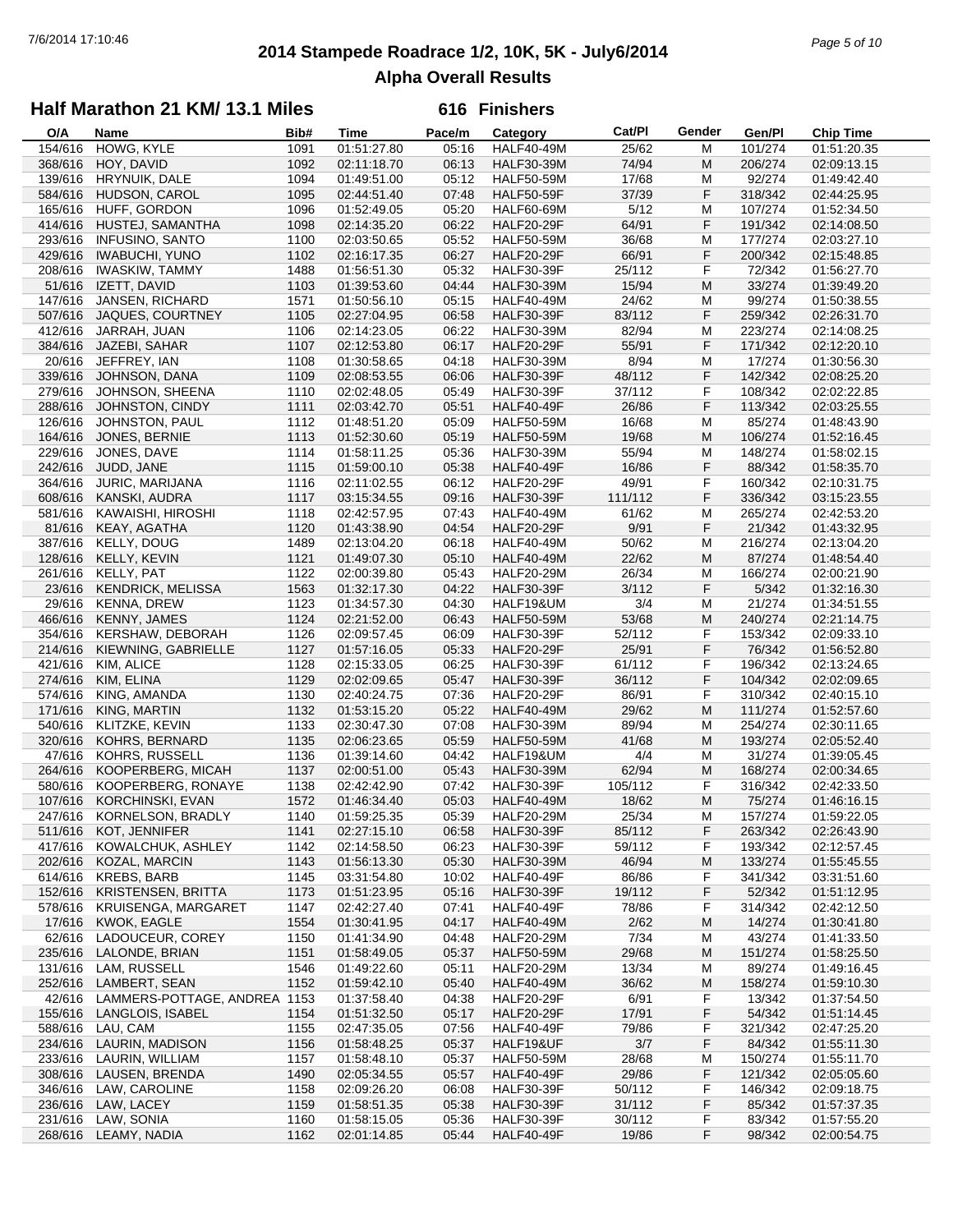# 2014 Stampede Roadrace 1/2, 10K, 5K - July6/2014

## Alpha Overall Results

### Half Marathon 21 KM/ 13.1 Miles — 616 Finishers

| O/A | Name | Bib# | Time | Pace/m | Category | Cat/Pl | Gender | Gen/Pl | Chip Time |
|---|---|---|---|---|---|---|---|---|---|
| 154/616 | HOWG, KYLE | 1091 | 01:51:27.80 | 05:16 | HALF40-49M | 25/62 | M | 101/274 | 01:51:20.35 |
| 368/616 | HOY, DAVID | 1092 | 02:11:18.70 | 06:13 | HALF30-39M | 74/94 | M | 206/274 | 02:09:13.15 |
| 139/616 | HRYNUIK, DALE | 1094 | 01:49:51.00 | 05:12 | HALF50-59M | 17/68 | M | 92/274 | 01:49:42.40 |
| 584/616 | HUDSON, CAROL | 1095 | 02:44:51.40 | 07:48 | HALF50-59F | 37/39 | F | 318/342 | 02:44:25.95 |
| 165/616 | HUFF, GORDON | 1096 | 01:52:49.05 | 05:20 | HALF60-69M | 5/12 | M | 107/274 | 01:52:34.50 |
| 414/616 | HUSTEJ, SAMANTHA | 1098 | 02:14:35.20 | 06:22 | HALF20-29F | 64/91 | F | 191/342 | 02:14:08.50 |
| 293/616 | INFUSINO, SANTO | 1100 | 02:03:50.65 | 05:52 | HALF50-59M | 36/68 | M | 177/274 | 02:03:27.10 |
| 429/616 | IWABUCHI, YUNO | 1102 | 02:16:17.35 | 06:27 | HALF20-29F | 66/91 | F | 200/342 | 02:15:48.85 |
| 208/616 | IWASKIW, TAMMY | 1488 | 01:56:51.30 | 05:32 | HALF30-39F | 25/112 | F | 72/342 | 01:56:27.70 |
| 51/616 | IZETT, DAVID | 1103 | 01:39:53.60 | 04:44 | HALF30-39M | 15/94 | M | 33/274 | 01:39:49.20 |
| 147/616 | JANSEN, RICHARD | 1571 | 01:50:56.10 | 05:15 | HALF40-49M | 24/62 | M | 99/274 | 01:50:38.55 |
| 507/616 | JAQUES, COURTNEY | 1105 | 02:27:04.95 | 06:58 | HALF30-39F | 83/112 | F | 259/342 | 02:26:31.70 |
| 412/616 | JARRAH, JUAN | 1106 | 02:14:23.05 | 06:22 | HALF30-39M | 82/94 | M | 223/274 | 02:14:08.25 |
| 384/616 | JAZEBI, SAHAR | 1107 | 02:12:53.80 | 06:17 | HALF20-29F | 55/91 | F | 171/342 | 02:12:20.10 |
| 20/616 | JEFFREY, IAN | 1108 | 01:30:58.65 | 04:18 | HALF30-39M | 8/94 | M | 17/274 | 01:30:56.30 |
| 339/616 | JOHNSON, DANA | 1109 | 02:08:53.55 | 06:06 | HALF30-39F | 48/112 | F | 142/342 | 02:08:25.20 |
| 279/616 | JOHNSON, SHEENA | 1110 | 02:02:48.05 | 05:49 | HALF30-39F | 37/112 | F | 108/342 | 02:02:22.85 |
| 288/616 | JOHNSTON, CINDY | 1111 | 02:03:42.70 | 05:51 | HALF40-49F | 26/86 | F | 113/342 | 02:03:25.55 |
| 126/616 | JOHNSTON, PAUL | 1112 | 01:48:51.20 | 05:09 | HALF50-59M | 16/68 | M | 85/274 | 01:48:43.90 |
| 164/616 | JONES, BERNIE | 1113 | 01:52:30.60 | 05:19 | HALF50-59M | 19/68 | M | 106/274 | 01:52:16.45 |
| 229/616 | JONES, DAVE | 1114 | 01:58:11.25 | 05:36 | HALF30-39M | 55/94 | M | 148/274 | 01:58:02.15 |
| 242/616 | JUDD, JANE | 1115 | 01:59:00.10 | 05:38 | HALF40-49F | 16/86 | F | 88/342 | 01:58:35.70 |
| 364/616 | JURIC, MARIJANA | 1116 | 02:11:02.55 | 06:12 | HALF20-29F | 49/91 | F | 160/342 | 02:10:31.75 |
| 608/616 | KANSKI, AUDRA | 1117 | 03:15:34.55 | 09:16 | HALF30-39F | 111/112 | F | 336/342 | 03:15:23.55 |
| 581/616 | KAWAISHI, HIROSHI | 1118 | 02:42:57.95 | 07:43 | HALF40-49M | 61/62 | M | 265/274 | 02:42:53.20 |
| 81/616 | KEAY, AGATHA | 1120 | 01:43:38.90 | 04:54 | HALF20-29F | 9/91 | F | 21/342 | 01:43:32.95 |
| 387/616 | KELLY, DOUG | 1489 | 02:13:04.20 | 06:18 | HALF40-49M | 50/62 | M | 216/274 | 02:13:04.20 |
| 128/616 | KELLY, KEVIN | 1121 | 01:49:07.30 | 05:10 | HALF40-49M | 22/62 | M | 87/274 | 01:48:54.40 |
| 261/616 | KELLY, PAT | 1122 | 02:00:39.80 | 05:43 | HALF20-29M | 26/34 | M | 166/274 | 02:00:21.90 |
| 23/616 | KENDRICK, MELISSA | 1563 | 01:32:17.30 | 04:22 | HALF30-39F | 3/112 | F | 5/342 | 01:32:16.30 |
| 29/616 | KENNA, DREW | 1123 | 01:34:57.30 | 04:30 | HALF19&UM | 3/4 | M | 21/274 | 01:34:51.55 |
| 466/616 | KENNY, JAMES | 1124 | 02:21:52.00 | 06:43 | HALF50-59M | 53/68 | M | 240/274 | 02:21:14.75 |
| 354/616 | KERSHAW, DEBORAH | 1126 | 02:09:57.45 | 06:09 | HALF30-39F | 52/112 | F | 153/342 | 02:09:33.10 |
| 214/616 | KIEWNING, GABRIELLE | 1127 | 01:57:16.05 | 05:33 | HALF20-29F | 25/91 | F | 76/342 | 01:56:52.80 |
| 421/616 | KIM, ALICE | 1128 | 02:15:33.05 | 06:25 | HALF30-39F | 61/112 | F | 196/342 | 02:13:24.65 |
| 274/616 | KIM, ELINA | 1129 | 02:02:09.65 | 05:47 | HALF30-39F | 36/112 | F | 104/342 | 02:02:09.65 |
| 574/616 | KING, AMANDA | 1130 | 02:40:24.75 | 07:36 | HALF20-29F | 86/91 | F | 310/342 | 02:40:15.10 |
| 171/616 | KING, MARTIN | 1132 | 01:53:15.20 | 05:22 | HALF40-49M | 29/62 | M | 111/274 | 01:52:57.60 |
| 540/616 | KLITZKE, KEVIN | 1133 | 02:30:47.30 | 07:08 | HALF30-39M | 89/94 | M | 254/274 | 02:30:11.65 |
| 320/616 | KOHRS, BERNARD | 1135 | 02:06:23.65 | 05:59 | HALF50-59M | 41/68 | M | 193/274 | 02:05:52.40 |
| 47/616 | KOHRS, RUSSELL | 1136 | 01:39:14.60 | 04:42 | HALF19&UM | 4/4 | M | 31/274 | 01:39:05.45 |
| 264/616 | KOOPERBERG, MICAH | 1137 | 02:00:51.00 | 05:43 | HALF30-39M | 62/94 | M | 168/274 | 02:00:34.65 |
| 580/616 | KOOPERBERG, RONAYE | 1138 | 02:42:42.90 | 07:42 | HALF30-39F | 105/112 | F | 316/342 | 02:42:33.50 |
| 107/616 | KORCHINSKI, EVAN | 1572 | 01:46:34.40 | 05:03 | HALF40-49M | 18/62 | M | 75/274 | 01:46:16.15 |
| 247/616 | KORNELSON, BRADLY | 1140 | 01:59:25.35 | 05:39 | HALF20-29M | 25/34 | M | 157/274 | 01:59:22.05 |
| 511/616 | KOT, JENNIFER | 1141 | 02:27:15.10 | 06:58 | HALF30-39F | 85/112 | F | 263/342 | 02:26:43.90 |
| 417/616 | KOWALCHUK, ASHLEY | 1142 | 02:14:58.50 | 06:23 | HALF30-39F | 59/112 | F | 193/342 | 02:12:57.45 |
| 202/616 | KOZAL, MARCIN | 1143 | 01:56:13.30 | 05:30 | HALF30-39M | 46/94 | M | 133/274 | 01:55:45.55 |
| 614/616 | KREBS, BARB | 1145 | 03:31:54.80 | 10:02 | HALF40-49F | 86/86 | F | 341/342 | 03:31:51.60 |
| 152/616 | KRISTENSEN, BRITTA | 1173 | 01:51:23.95 | 05:16 | HALF30-39F | 19/112 | F | 52/342 | 01:51:12.95 |
| 578/616 | KRUISENGA, MARGARET | 1147 | 02:42:27.40 | 07:41 | HALF40-49F | 78/86 | F | 314/342 | 02:42:12.50 |
| 17/616 | KWOK, EAGLE | 1554 | 01:30:41.95 | 04:17 | HALF40-49M | 2/62 | M | 14/274 | 01:30:41.80 |
| 62/616 | LADOUCEUR, COREY | 1150 | 01:41:34.90 | 04:48 | HALF20-29M | 7/34 | M | 43/274 | 01:41:33.50 |
| 235/616 | LALONDE, BRIAN | 1151 | 01:58:49.05 | 05:37 | HALF50-59M | 29/68 | M | 151/274 | 01:58:25.50 |
| 131/616 | LAM, RUSSELL | 1546 | 01:49:22.60 | 05:11 | HALF20-29M | 13/34 | M | 89/274 | 01:49:16.45 |
| 252/616 | LAMBERT, SEAN | 1152 | 01:59:42.10 | 05:40 | HALF40-49M | 36/62 | M | 158/274 | 01:59:10.30 |
| 42/616 | LAMMERS-PORTAGE, ANDREA | 1153 | 01:37:58.40 | 04:38 | HALF20-29F | 6/91 | F | 13/342 | 01:37:54.50 |
| 155/616 | LANGLOIS, ISABEL | 1154 | 01:51:32.50 | 05:17 | HALF20-29F | 17/91 | F | 54/342 | 01:51:14.45 |
| 588/616 | LAU, CAM | 1155 | 02:47:35.05 | 07:56 | HALF40-49F | 79/86 | F | 321/342 | 02:47:25.20 |
| 234/616 | LAURIN, MADISON | 1156 | 01:58:48.25 | 05:37 | HALF19&UF | 3/7 | F | 84/342 | 01:55:11.30 |
| 233/616 | LAURIN, WILLIAM | 1157 | 01:58:48.10 | 05:37 | HALF50-59M | 28/68 | M | 150/274 | 01:55:11.70 |
| 308/616 | LAUSEN, BRENDA | 1490 | 02:05:34.55 | 05:57 | HALF40-49F | 29/86 | F | 121/342 | 02:05:05.60 |
| 346/616 | LAW, CAROLINE | 1158 | 02:09:26.20 | 06:08 | HALF30-39F | 50/112 | F | 146/342 | 02:09:18.75 |
| 236/616 | LAW, LACEY | 1159 | 01:58:51.35 | 05:38 | HALF30-39F | 31/112 | F | 85/342 | 01:57:37.35 |
| 231/616 | LAW, SONIA | 1160 | 01:58:15.05 | 05:36 | HALF30-39F | 30/112 | F | 83/342 | 01:57:55.20 |
| 268/616 | LEAMY, NADIA | 1162 | 02:01:14.85 | 05:44 | HALF40-49F | 19/86 | F | 98/342 | 02:00:54.75 |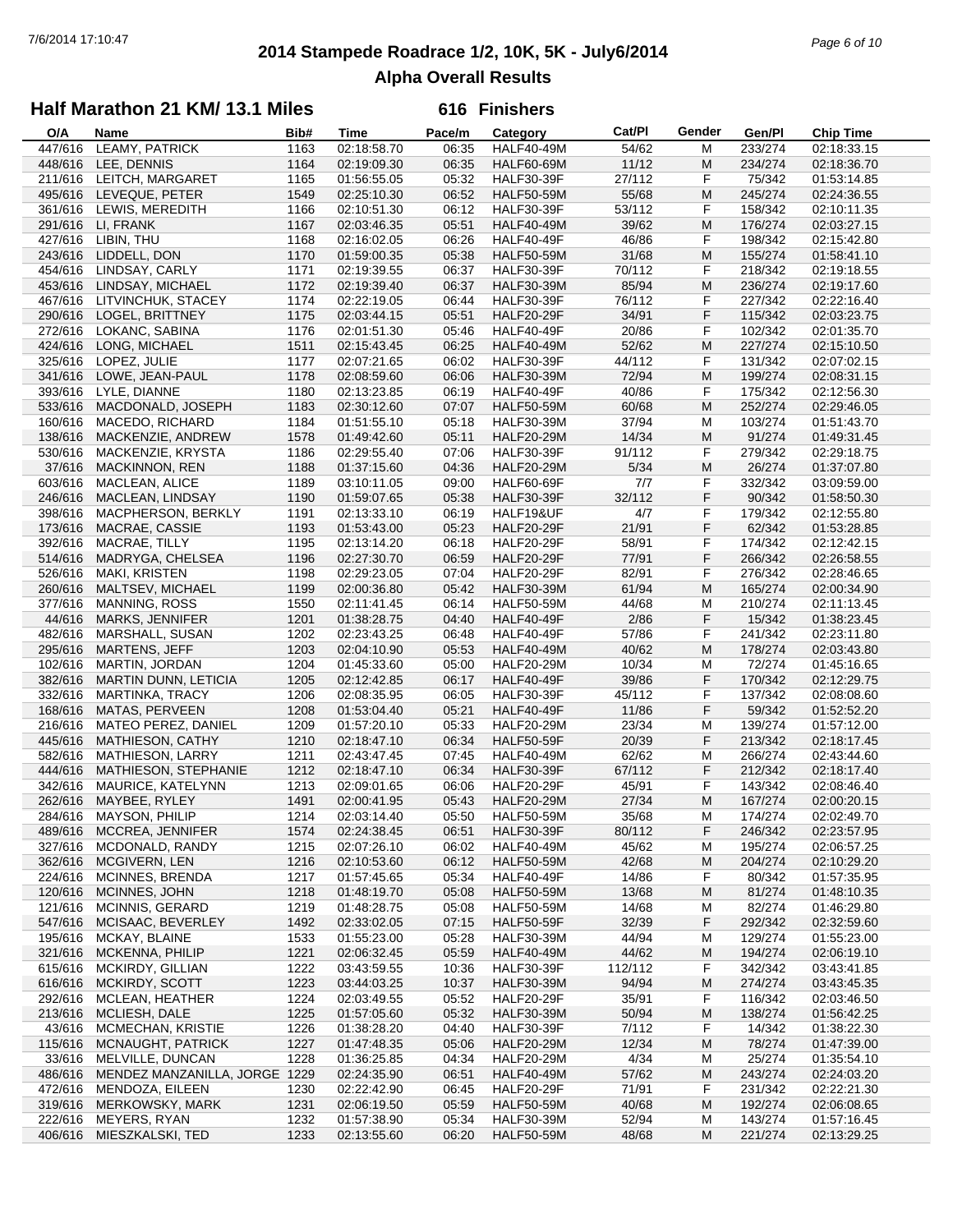# 2014 Stampede Roadrace 1/2, 10K, 5K - July6/2014

## Alpha Overall Results

### Half Marathon 21 KM/ 13.1 Miles — 616 Finishers

| O/A | Name | Bib# | Time | Pace/m | Category | Cat/Pl | Gender | Gen/Pl | Chip Time |
|---|---|---|---|---|---|---|---|---|---|
| 447/616 | LEAMY, PATRICK | 1163 | 02:18:58.70 | 06:35 | HALF40-49M | 54/62 | M | 233/274 | 02:18:33.15 |
| 448/616 | LEE, DENNIS | 1164 | 02:19:09.30 | 06:35 | HALF60-69M | 11/12 | M | 234/274 | 02:18:36.70 |
| 211/616 | LEITCH, MARGARET | 1165 | 01:56:55.05 | 05:32 | HALF30-39F | 27/112 | F | 75/342 | 01:53:14.85 |
| 495/616 | LEVEQUE, PETER | 1549 | 02:25:10.30 | 06:52 | HALF50-59M | 55/68 | M | 245/274 | 02:24:36.55 |
| 361/616 | LEWIS, MEREDITH | 1166 | 02:10:51.30 | 06:12 | HALF30-39F | 53/112 | F | 158/342 | 02:10:11.35 |
| 291/616 | LI, FRANK | 1167 | 02:03:46.35 | 05:51 | HALF40-49M | 39/62 | M | 176/274 | 02:03:27.15 |
| 427/616 | LIBIN, THU | 1168 | 02:16:02.05 | 06:26 | HALF40-49F | 46/86 | F | 198/342 | 02:15:42.80 |
| 243/616 | LIDDELL, DON | 1170 | 01:59:00.35 | 05:38 | HALF50-59M | 31/68 | M | 155/274 | 01:58:41.10 |
| 454/616 | LINDSAY, CARLY | 1171 | 02:19:39.55 | 06:37 | HALF30-39F | 70/112 | F | 218/342 | 02:19:18.55 |
| 453/616 | LINDSAY, MICHAEL | 1172 | 02:19:39.40 | 06:37 | HALF30-39M | 85/94 | M | 236/274 | 02:19:17.60 |
| 467/616 | LITVINCHUK, STACEY | 1174 | 02:22:19.05 | 06:44 | HALF30-39F | 76/112 | F | 227/342 | 02:22:16.40 |
| 290/616 | LOGEL, BRITTNEY | 1175 | 02:03:44.15 | 05:51 | HALF20-29F | 34/91 | F | 115/342 | 02:03:23.75 |
| 272/616 | LOKANC, SABINA | 1176 | 02:01:51.30 | 05:46 | HALF40-49F | 20/86 | F | 102/342 | 02:01:35.70 |
| 424/616 | LONG, MICHAEL | 1511 | 02:15:43.45 | 06:25 | HALF40-49M | 52/62 | M | 227/274 | 02:15:10.50 |
| 325/616 | LOPEZ, JULIE | 1177 | 02:07:21.65 | 06:02 | HALF30-39F | 44/112 | F | 131/342 | 02:07:02.15 |
| 341/616 | LOWE, JEAN-PAUL | 1178 | 02:08:59.60 | 06:06 | HALF30-39M | 72/94 | M | 199/274 | 02:08:31.15 |
| 393/616 | LYLE, DIANNE | 1180 | 02:13:23.85 | 06:19 | HALF40-49F | 40/86 | F | 175/342 | 02:12:56.30 |
| 533/616 | MACDONALD, JOSEPH | 1183 | 02:30:12.60 | 07:07 | HALF50-59M | 60/68 | M | 252/274 | 02:29:46.05 |
| 160/616 | MACEDO, RICHARD | 1184 | 01:51:55.10 | 05:18 | HALF30-39M | 37/94 | M | 103/274 | 01:51:43.70 |
| 138/616 | MACKENZIE, ANDREW | 1578 | 01:49:42.60 | 05:11 | HALF20-29M | 14/34 | M | 91/274 | 01:49:31.45 |
| 530/616 | MACKENZIE, KRYSTA | 1186 | 02:29:55.40 | 07:06 | HALF30-39F | 91/112 | F | 279/342 | 02:29:18.75 |
| 37/616 | MACKINNON, REN | 1188 | 01:37:15.60 | 04:36 | HALF20-29M | 5/34 | M | 26/274 | 01:37:07.80 |
| 603/616 | MACLEAN, ALICE | 1189 | 03:10:11.05 | 09:00 | HALF60-69F | 7/7 | F | 332/342 | 03:09:59.00 |
| 246/616 | MACLEAN, LINDSAY | 1190 | 01:59:07.65 | 05:38 | HALF30-39F | 32/112 | F | 90/342 | 01:58:50.30 |
| 398/616 | MACPHERSON, BERKLY | 1191 | 02:13:33.10 | 06:19 | HALF19&UF | 4/7 | F | 179/342 | 02:12:55.80 |
| 173/616 | MACRAE, CASSIE | 1193 | 01:53:43.00 | 05:23 | HALF20-29F | 21/91 | F | 62/342 | 01:53:28.85 |
| 392/616 | MACRAE, TILLY | 1195 | 02:13:14.20 | 06:18 | HALF20-29F | 58/91 | F | 174/342 | 02:12:42.15 |
| 514/616 | MADRYGA, CHELSEA | 1196 | 02:27:30.70 | 06:59 | HALF20-29F | 77/91 | F | 266/342 | 02:26:58.55 |
| 526/616 | MAKI, KRISTEN | 1198 | 02:29:23.05 | 07:04 | HALF20-29F | 82/91 | F | 276/342 | 02:28:46.65 |
| 260/616 | MALTSEV, MICHAEL | 1199 | 02:00:36.80 | 05:42 | HALF30-39M | 61/94 | M | 165/274 | 02:00:34.90 |
| 377/616 | MANNING, ROSS | 1550 | 02:11:41.45 | 06:14 | HALF50-59M | 44/68 | M | 210/274 | 02:11:13.45 |
| 44/616 | MARKS, JENNIFER | 1201 | 01:38:28.75 | 04:40 | HALF40-49F | 2/86 | F | 15/342 | 01:38:23.45 |
| 482/616 | MARSHALL, SUSAN | 1202 | 02:23:43.25 | 06:48 | HALF40-49F | 57/86 | F | 241/342 | 02:23:11.80 |
| 295/616 | MARTENS, JEFF | 1203 | 02:04:10.90 | 05:53 | HALF40-49M | 40/62 | M | 178/274 | 02:03:43.80 |
| 102/616 | MARTIN, JORDAN | 1204 | 01:45:33.60 | 05:00 | HALF20-29M | 10/34 | M | 72/274 | 01:45:16.65 |
| 382/616 | MARTIN DUNN, LETICIA | 1205 | 02:12:42.85 | 06:17 | HALF40-49F | 39/86 | F | 170/342 | 02:12:29.75 |
| 332/616 | MARTINKA, TRACY | 1206 | 02:08:35.95 | 06:05 | HALF30-39F | 45/112 | F | 137/342 | 02:08:08.60 |
| 168/616 | MATAS, PERVEEN | 1208 | 01:53:04.40 | 05:21 | HALF40-49F | 11/86 | F | 59/342 | 01:52:52.20 |
| 216/616 | MATEO PEREZ, DANIEL | 1209 | 01:57:20.10 | 05:33 | HALF20-29M | 23/34 | M | 139/274 | 01:57:12.00 |
| 445/616 | MATHIESON, CATHY | 1210 | 02:18:47.10 | 06:34 | HALF50-59F | 20/39 | F | 213/342 | 02:18:17.45 |
| 582/616 | MATHIESON, LARRY | 1211 | 02:43:47.45 | 07:45 | HALF40-49M | 62/62 | M | 266/274 | 02:43:44.60 |
| 444/616 | MATHIESON, STEPHANIE | 1212 | 02:18:47.10 | 06:34 | HALF30-39F | 67/112 | F | 212/342 | 02:18:17.40 |
| 342/616 | MAURICE, KATELYNN | 1213 | 02:09:01.65 | 06:06 | HALF20-29F | 45/91 | F | 143/342 | 02:08:46.40 |
| 262/616 | MAYBEE, RYLEY | 1491 | 02:00:41.95 | 05:43 | HALF20-29M | 27/34 | M | 167/274 | 02:00:20.15 |
| 284/616 | MAYSON, PHILIP | 1214 | 02:03:14.40 | 05:50 | HALF50-59M | 35/68 | M | 174/274 | 02:02:49.70 |
| 489/616 | MCCREA, JENNIFER | 1574 | 02:24:38.45 | 06:51 | HALF30-39F | 80/112 | F | 246/342 | 02:23:57.95 |
| 327/616 | MCDONALD, RANDY | 1215 | 02:07:26.10 | 06:02 | HALF40-49M | 45/62 | M | 195/274 | 02:06:57.25 |
| 362/616 | MCGIVERN, LEN | 1216 | 02:10:53.60 | 06:12 | HALF50-59M | 42/68 | M | 204/274 | 02:10:29.20 |
| 224/616 | MCINNES, BRENDA | 1217 | 01:57:45.65 | 05:34 | HALF40-49F | 14/86 | F | 80/342 | 01:57:35.95 |
| 120/616 | MCINNES, JOHN | 1218 | 01:48:19.70 | 05:08 | HALF50-59M | 13/68 | M | 81/274 | 01:48:10.35 |
| 121/616 | MCINNIS, GERARD | 1219 | 01:48:28.75 | 05:08 | HALF50-59M | 14/68 | M | 82/274 | 01:46:29.80 |
| 547/616 | MCISAAC, BEVERLEY | 1492 | 02:33:02.05 | 07:15 | HALF50-59F | 32/39 | F | 292/342 | 02:32:59.60 |
| 195/616 | MCKAY, BLAINE | 1533 | 01:55:23.00 | 05:28 | HALF30-39M | 44/94 | M | 129/274 | 01:55:23.00 |
| 321/616 | MCKENNA, PHILIP | 1221 | 02:06:32.45 | 05:59 | HALF40-49M | 44/62 | M | 194/274 | 02:06:19.10 |
| 615/616 | MCKIRDY, GILLIAN | 1222 | 03:43:59.55 | 10:36 | HALF30-39F | 112/112 | F | 342/342 | 03:43:41.85 |
| 616/616 | MCKIRDY, SCOTT | 1223 | 03:44:03.25 | 10:37 | HALF30-39M | 94/94 | M | 274/274 | 03:43:45.35 |
| 292/616 | MCLEAN, HEATHER | 1224 | 02:03:49.55 | 05:52 | HALF20-29F | 35/91 | F | 116/342 | 02:03:46.50 |
| 213/616 | MCLIESH, DALE | 1225 | 01:57:05.60 | 05:32 | HALF30-39M | 50/94 | M | 138/274 | 01:56:42.25 |
| 43/616 | MCMECHAN, KRISTIE | 1226 | 01:38:28.20 | 04:40 | HALF30-39F | 7/112 | F | 14/342 | 01:38:22.30 |
| 115/616 | MCNAUGHT, PATRICK | 1227 | 01:47:48.35 | 05:06 | HALF20-29M | 12/34 | M | 78/274 | 01:47:39.00 |
| 33/616 | MELVILLE, DUNCAN | 1228 | 01:36:25.85 | 04:34 | HALF20-29M | 4/34 | M | 25/274 | 01:35:54.10 |
| 486/616 | MENDEZ MANZANILLA, JORGE | 1229 | 02:24:35.90 | 06:51 | HALF40-49M | 57/62 | M | 243/274 | 02:24:03.20 |
| 472/616 | MENDOZA, EILEEN | 1230 | 02:22:42.90 | 06:45 | HALF20-29F | 71/91 | F | 231/342 | 02:22:21.30 |
| 319/616 | MERKOWSKY, MARK | 1231 | 02:06:19.50 | 05:59 | HALF50-59M | 40/68 | M | 192/274 | 02:06:08.65 |
| 222/616 | MEYERS, RYAN | 1232 | 01:57:38.90 | 05:34 | HALF30-39M | 52/94 | M | 143/274 | 01:57:16.45 |
| 406/616 | MIESZKALSKI, TED | 1233 | 02:13:55.60 | 06:20 | HALF50-59M | 48/68 | M | 221/274 | 02:13:29.25 |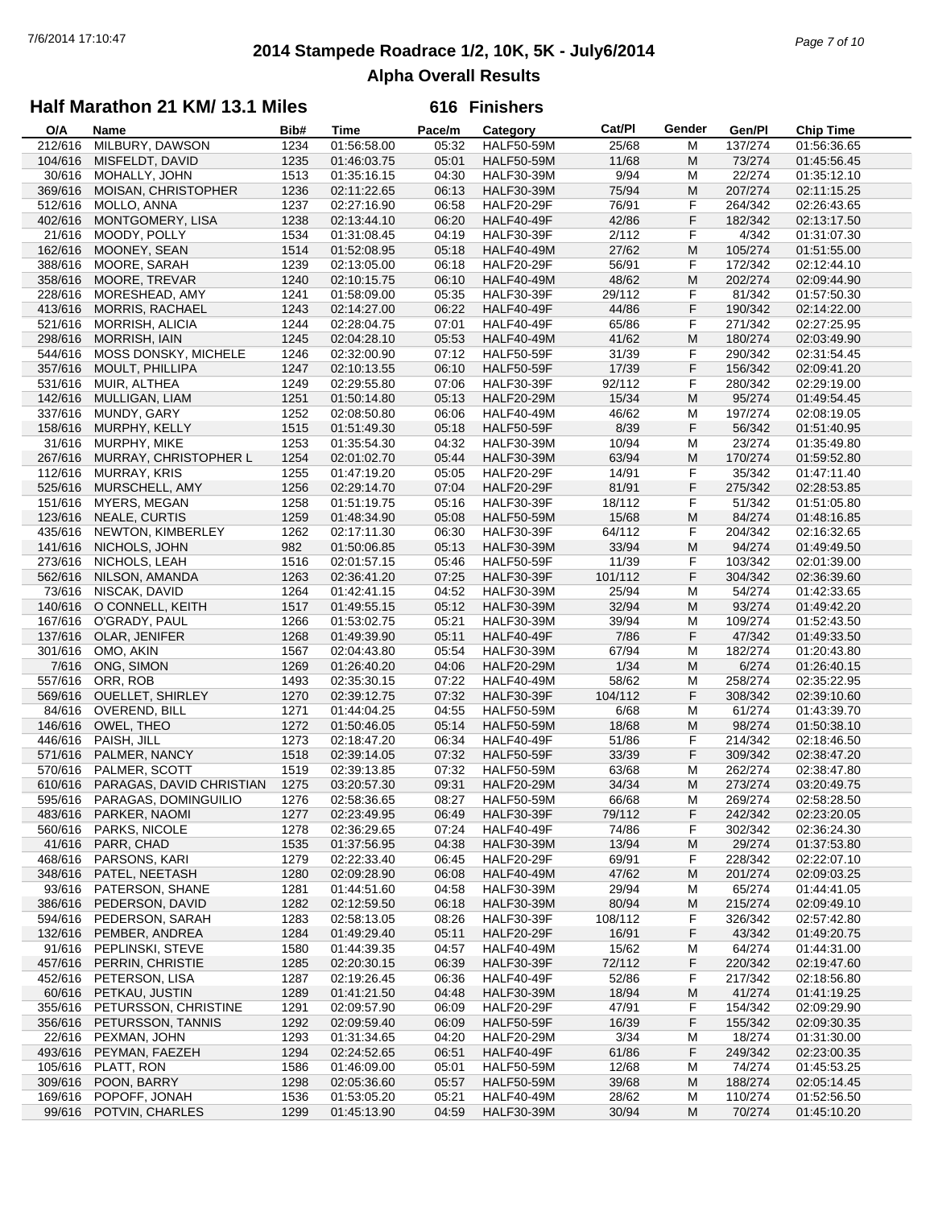# 2014 Stampede Roadrace 1/2, 10K, 5K - July6/2014

## Alpha Overall Results

### Half Marathon 21 KM/ 13.1 Miles — 616 Finishers

| O/A | Name | Bib# | Time | Pace/m | Category | Cat/Pl | Gender | Gen/Pl | Chip Time |
|---|---|---|---|---|---|---|---|---|---|
| 212/616 | MILBURY, DAWSON | 1234 | 01:56:58.00 | 05:32 | HALF50-59M | 25/68 | M | 137/274 | 01:56:36.65 |
| 104/616 | MISFELDT, DAVID | 1235 | 01:46:03.75 | 05:01 | HALF50-59M | 11/68 | M | 73/274 | 01:45:56.45 |
| 30/616 | MOHALLY, JOHN | 1513 | 01:35:16.15 | 04:30 | HALF30-39M | 9/94 | M | 22/274 | 01:35:12.10 |
| 369/616 | MOISAN, CHRISTOPHER | 1236 | 02:11:22.65 | 06:13 | HALF30-39M | 75/94 | M | 207/274 | 02:11:15.25 |
| 512/616 | MOLLO, ANNA | 1237 | 02:27:16.90 | 06:58 | HALF20-29F | 76/91 | F | 264/342 | 02:26:43.65 |
| 402/616 | MONTGOMERY, LISA | 1238 | 02:13:44.10 | 06:20 | HALF40-49F | 42/86 | F | 182/342 | 02:13:17.50 |
| 21/616 | MOODY, POLLY | 1534 | 01:31:08.45 | 04:19 | HALF30-39F | 2/112 | F | 4/342 | 01:31:07.30 |
| 162/616 | MOONEY, SEAN | 1514 | 01:52:08.95 | 05:18 | HALF40-49M | 27/62 | M | 105/274 | 01:51:55.00 |
| 388/616 | MOORE, SARAH | 1239 | 02:13:05.00 | 06:18 | HALF20-29F | 56/91 | F | 172/342 | 02:12:44.10 |
| 358/616 | MOORE, TREVAR | 1240 | 02:10:15.75 | 06:10 | HALF40-49M | 48/62 | M | 202/274 | 02:09:44.90 |
| 228/616 | MORESHEAD, AMY | 1241 | 01:58:09.00 | 05:35 | HALF30-39F | 29/112 | F | 81/342 | 01:57:50.30 |
| 413/616 | MORRIS, RACHAEL | 1243 | 02:14:27.00 | 06:22 | HALF40-49F | 44/86 | F | 190/342 | 02:14:22.00 |
| 521/616 | MORRISH, ALICIA | 1244 | 02:28:04.75 | 07:01 | HALF40-49F | 65/86 | F | 271/342 | 02:27:25.95 |
| 298/616 | MORRISH, IAIN | 1245 | 02:04:28.10 | 05:53 | HALF40-49M | 41/62 | M | 180/274 | 02:03:49.90 |
| 544/616 | MOSS DONSKY, MICHELE | 1246 | 02:32:00.90 | 07:12 | HALF50-59F | 31/39 | F | 290/342 | 02:31:54.45 |
| 357/616 | MOULT, PHILLIPA | 1247 | 02:10:13.55 | 06:10 | HALF50-59F | 17/39 | F | 156/342 | 02:09:41.20 |
| 531/616 | MUIR, ALTHEA | 1249 | 02:29:55.80 | 07:06 | HALF30-39F | 92/112 | F | 280/342 | 02:29:19.00 |
| 142/616 | MULLIGAN, LIAM | 1251 | 01:50:14.80 | 05:13 | HALF20-29M | 15/34 | M | 95/274 | 01:49:54.45 |
| 337/616 | MUNDY, GARY | 1252 | 02:08:50.80 | 06:06 | HALF40-49M | 46/62 | M | 197/274 | 02:08:19.05 |
| 158/616 | MURPHY, KELLY | 1515 | 01:51:49.30 | 05:18 | HALF50-59F | 8/39 | F | 56/342 | 01:51:40.95 |
| 31/616 | MURPHY, MIKE | 1253 | 01:35:54.30 | 04:32 | HALF30-39M | 10/94 | M | 23/274 | 01:35:49.80 |
| 267/616 | MURRAY, CHRISTOPHER L | 1254 | 02:01:02.70 | 05:44 | HALF30-39M | 63/94 | M | 170/274 | 01:59:52.80 |
| 112/616 | MURRAY, KRIS | 1255 | 01:47:19.20 | 05:05 | HALF20-29F | 14/91 | F | 35/342 | 01:47:11.40 |
| 525/616 | MURSCHELL, AMY | 1256 | 02:29:14.70 | 07:04 | HALF20-29F | 81/91 | F | 275/342 | 02:28:53.85 |
| 151/616 | MYERS, MEGAN | 1258 | 01:51:19.75 | 05:16 | HALF30-39F | 18/112 | F | 51/342 | 01:51:05.80 |
| 123/616 | NEALE, CURTIS | 1259 | 01:48:34.90 | 05:08 | HALF50-59M | 15/68 | M | 84/274 | 01:48:16.85 |
| 435/616 | NEWTON, KIMBERLEY | 1262 | 02:17:11.30 | 06:30 | HALF30-39F | 64/112 | F | 204/342 | 02:16:32.65 |
| 141/616 | NICHOLS, JOHN | 982 | 01:50:06.85 | 05:13 | HALF30-39M | 33/94 | M | 94/274 | 01:49:49.50 |
| 273/616 | NICHOLS, LEAH | 1516 | 02:01:57.15 | 05:46 | HALF50-59F | 11/39 | F | 103/342 | 02:01:39.00 |
| 562/616 | NILSON, AMANDA | 1263 | 02:36:41.20 | 07:25 | HALF30-39F | 101/112 | F | 304/342 | 02:36:39.60 |
| 73/616 | NISCAK, DAVID | 1264 | 01:42:41.15 | 04:52 | HALF30-39M | 25/94 | M | 54/274 | 01:42:33.65 |
| 140/616 | O CONNELL, KEITH | 1517 | 01:49:55.15 | 05:12 | HALF30-39M | 32/94 | M | 93/274 | 01:49:42.20 |
| 167/616 | O'GRADY, PAUL | 1266 | 01:53:02.75 | 05:21 | HALF30-39M | 39/94 | M | 109/274 | 01:52:43.50 |
| 137/616 | OLAR, JENIFER | 1268 | 01:49:39.90 | 05:11 | HALF40-49F | 7/86 | F | 47/342 | 01:49:33.50 |
| 301/616 | OMO, AKIN | 1567 | 02:04:43.80 | 05:54 | HALF30-39M | 67/94 | M | 182/274 | 01:20:43.80 |
| 7/616 | ONG, SIMON | 1269 | 01:26:40.20 | 04:06 | HALF20-29M | 1/34 | M | 6/274 | 01:26:40.15 |
| 557/616 | ORR, ROB | 1493 | 02:35:30.15 | 07:22 | HALF40-49M | 58/62 | M | 258/274 | 02:35:22.95 |
| 569/616 | OUELLET, SHIRLEY | 1270 | 02:39:12.75 | 07:32 | HALF30-39F | 104/112 | F | 308/342 | 02:39:10.60 |
| 84/616 | OVEREND, BILL | 1271 | 01:44:04.25 | 04:55 | HALF50-59M | 6/68 | M | 61/274 | 01:43:39.70 |
| 146/616 | OWEL, THEO | 1272 | 01:50:46.05 | 05:14 | HALF50-59M | 18/68 | M | 98/274 | 01:50:38.10 |
| 446/616 | PAISH, JILL | 1273 | 02:18:47.20 | 06:34 | HALF40-49F | 51/86 | F | 214/342 | 02:18:46.50 |
| 571/616 | PALMER, NANCY | 1518 | 02:39:14.05 | 07:32 | HALF50-59F | 33/39 | F | 309/342 | 02:38:47.20 |
| 570/616 | PALMER, SCOTT | 1519 | 02:39:13.85 | 07:32 | HALF50-59M | 63/68 | M | 262/274 | 02:38:47.80 |
| 610/616 | PARAGAS, DAVID CHRISTIAN | 1275 | 03:20:57.30 | 09:31 | HALF20-29M | 34/34 | M | 273/274 | 03:20:49.75 |
| 595/616 | PARAGAS, DOMINGUILIO | 1276 | 02:58:36.65 | 08:27 | HALF50-59M | 66/68 | M | 269/274 | 02:58:28.50 |
| 483/616 | PARKER, NAOMI | 1277 | 02:23:49.95 | 06:49 | HALF30-39F | 79/112 | F | 242/342 | 02:23:20.05 |
| 560/616 | PARKS, NICOLE | 1278 | 02:36:29.65 | 07:24 | HALF40-49F | 74/86 | F | 302/342 | 02:36:24.30 |
| 41/616 | PARR, CHAD | 1535 | 01:37:56.95 | 04:38 | HALF30-39M | 13/94 | M | 29/274 | 01:37:53.80 |
| 468/616 | PARSONS, KARI | 1279 | 02:22:33.40 | 06:45 | HALF20-29F | 69/91 | F | 228/342 | 02:22:07.10 |
| 348/616 | PATEL, NEETASH | 1280 | 02:09:28.90 | 06:08 | HALF40-49M | 47/62 | M | 201/274 | 02:09:03.25 |
| 93/616 | PATERSON, SHANE | 1281 | 01:44:51.60 | 04:58 | HALF30-39M | 29/94 | M | 65/274 | 01:44:41.05 |
| 386/616 | PEDERSON, DAVID | 1282 | 02:12:59.50 | 06:18 | HALF30-39M | 80/94 | M | 215/274 | 02:09:49.10 |
| 594/616 | PEDERSON, SARAH | 1283 | 02:58:13.05 | 08:26 | HALF30-39F | 108/112 | F | 326/342 | 02:57:42.80 |
| 132/616 | PEMBER, ANDREA | 1284 | 01:49:29.40 | 05:11 | HALF20-29F | 16/91 | F | 43/342 | 01:49:20.75 |
| 91/616 | PEPLINSKI, STEVE | 1580 | 01:44:39.35 | 04:57 | HALF40-49M | 15/62 | M | 64/274 | 01:44:31.00 |
| 457/616 | PERRIN, CHRISTIE | 1285 | 02:20:30.15 | 06:39 | HALF30-39F | 72/112 | F | 220/342 | 02:19:47.60 |
| 452/616 | PETERSON, LISA | 1287 | 02:19:26.45 | 06:36 | HALF40-49F | 52/86 | F | 217/342 | 02:18:56.80 |
| 60/616 | PETKAU, JUSTIN | 1289 | 01:41:21.50 | 04:48 | HALF30-39M | 18/94 | M | 41/274 | 01:41:19.25 |
| 355/616 | PETURSSON, CHRISTINE | 1291 | 02:09:57.90 | 06:09 | HALF20-29F | 47/91 | F | 154/342 | 02:09:29.90 |
| 356/616 | PETURSSON, TANNIS | 1292 | 02:09:59.40 | 06:09 | HALF50-59F | 16/39 | F | 155/342 | 02:09:30.35 |
| 22/616 | PEXMAN, JOHN | 1293 | 01:31:34.65 | 04:20 | HALF20-29M | 3/34 | M | 18/274 | 01:31:30.00 |
| 493/616 | PEYMAN, FAEZEH | 1294 | 02:24:52.65 | 06:51 | HALF40-49F | 61/86 | F | 249/342 | 02:23:00.35 |
| 105/616 | PLATT, RON | 1586 | 01:46:09.00 | 05:01 | HALF50-59M | 12/68 | M | 74/274 | 01:45:53.25 |
| 309/616 | POON, BARRY | 1298 | 02:05:36.60 | 05:57 | HALF50-59M | 39/68 | M | 188/274 | 02:05:14.45 |
| 169/616 | POPOFF, JONAH | 1536 | 01:53:05.20 | 05:21 | HALF40-49M | 28/62 | M | 110/274 | 01:52:56.50 |
| 99/616 | POTVIN, CHARLES | 1299 | 01:45:13.90 | 04:59 | HALF30-39M | 30/94 | M | 70/274 | 01:45:10.20 |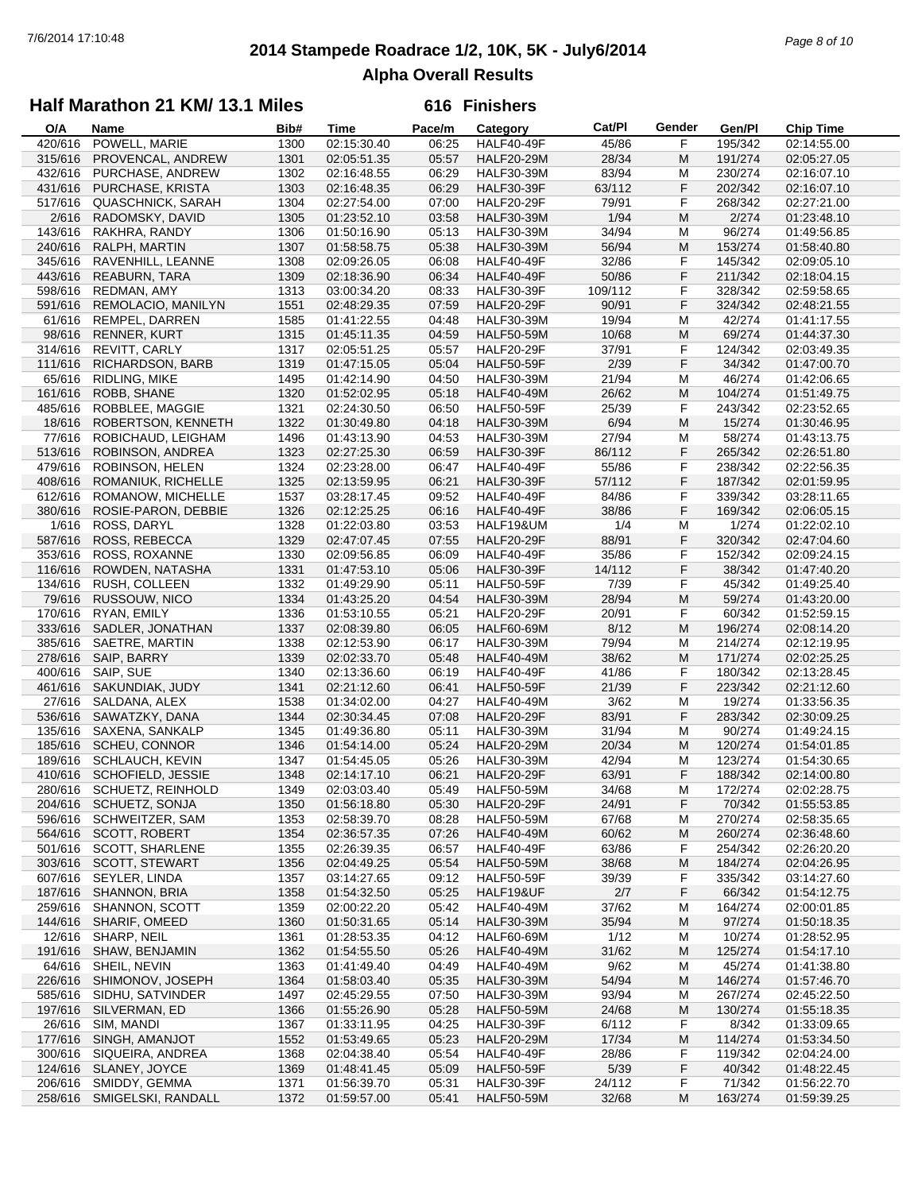# 2014 Stampede Roadrace 1/2, 10K, 5K - July6/2014

## Alpha Overall Results

### Half Marathon 21 KM/ 13.1 Miles — 616 Finishers

| O/A | Name | Bib# | Time | Pace/m | Category | Cat/Pl | Gender | Gen/Pl | Chip Time |
|---|---|---|---|---|---|---|---|---|---|
| 420/616 | POWELL, MARIE | 1300 | 02:15:30.40 | 06:25 | HALF40-49F | 45/86 | F | 195/342 | 02:14:55.00 |
| 315/616 | PROVENCAL, ANDREW | 1301 | 02:05:51.35 | 05:57 | HALF20-29M | 28/34 | M | 191/274 | 02:05:27.05 |
| 432/616 | PURCHASE, ANDREW | 1302 | 02:16:48.55 | 06:29 | HALF30-39M | 83/94 | M | 230/274 | 02:16:07.10 |
| 431/616 | PURCHASE, KRISTA | 1303 | 02:16:48.35 | 06:29 | HALF30-39F | 63/112 | F | 202/342 | 02:16:07.10 |
| 517/616 | QUASCHNICK, SARAH | 1304 | 02:27:54.00 | 07:00 | HALF20-29F | 79/91 | F | 268/342 | 02:27:21.00 |
| 2/616 | RADOMSKY, DAVID | 1305 | 01:23:52.10 | 03:58 | HALF30-39M | 1/94 | M | 2/274 | 01:23:48.10 |
| 143/616 | RAKHRA, RANDY | 1306 | 01:50:16.90 | 05:13 | HALF30-39M | 34/94 | M | 96/274 | 01:49:56.85 |
| 240/616 | RALPH, MARTIN | 1307 | 01:58:58.75 | 05:38 | HALF30-39M | 56/94 | M | 153/274 | 01:58:40.80 |
| 345/616 | RAVENHILL, LEANNE | 1308 | 02:09:26.05 | 06:08 | HALF40-49F | 32/86 | F | 145/342 | 02:09:05.10 |
| 443/616 | REABURN, TARA | 1309 | 02:18:36.90 | 06:34 | HALF40-49F | 50/86 | F | 211/342 | 02:18:04.15 |
| 598/616 | REDMAN, AMY | 1313 | 03:00:34.20 | 08:33 | HALF30-39F | 109/112 | F | 328/342 | 02:59:58.65 |
| 591/616 | REMOLACIO, MANILYN | 1551 | 02:48:29.35 | 07:59 | HALF20-29F | 90/91 | F | 324/342 | 02:48:21.55 |
| 61/616 | REMPEL, DARREN | 1585 | 01:41:22.55 | 04:48 | HALF30-39M | 19/94 | M | 42/274 | 01:41:17.55 |
| 98/616 | RENNER, KURT | 1315 | 01:45:11.35 | 04:59 | HALF50-59M | 10/68 | M | 69/274 | 01:44:37.30 |
| 314/616 | REVITT, CARLY | 1317 | 02:05:51.25 | 05:57 | HALF20-29F | 37/91 | F | 124/342 | 02:03:49.35 |
| 111/616 | RICHARDSON, BARB | 1319 | 01:47:15.05 | 05:04 | HALF50-59F | 2/39 | F | 34/342 | 01:47:00.70 |
| 65/616 | RIDLING, MIKE | 1495 | 01:42:14.90 | 04:50 | HALF30-39M | 21/94 | M | 46/274 | 01:42:06.65 |
| 161/616 | ROBB, SHANE | 1320 | 01:52:02.95 | 05:18 | HALF40-49M | 26/62 | M | 104/274 | 01:51:49.75 |
| 485/616 | ROBBLEE, MAGGIE | 1321 | 02:24:30.50 | 06:50 | HALF50-59F | 25/39 | F | 243/342 | 02:23:52.65 |
| 18/616 | ROBERTSON, KENNETH | 1322 | 01:30:49.80 | 04:18 | HALF30-39M | 6/94 | M | 15/274 | 01:30:46.95 |
| 77/616 | ROBICHAUD, LEIGHAM | 1496 | 01:43:13.90 | 04:53 | HALF30-39M | 27/94 | M | 58/274 | 01:43:13.75 |
| 513/616 | ROBINSON, ANDREA | 1323 | 02:27:25.30 | 06:59 | HALF30-39F | 86/112 | F | 265/342 | 02:26:51.80 |
| 479/616 | ROBINSON, HELEN | 1324 | 02:23:28.00 | 06:47 | HALF40-49F | 55/86 | F | 238/342 | 02:22:56.35 |
| 408/616 | ROMANIUK, RICHELLE | 1325 | 02:13:59.95 | 06:21 | HALF30-39F | 57/112 | F | 187/342 | 02:01:59.95 |
| 612/616 | ROMANOW, MICHELLE | 1537 | 03:28:17.45 | 09:52 | HALF40-49F | 84/86 | F | 339/342 | 03:28:11.65 |
| 380/616 | ROSIE-PARON, DEBBIE | 1326 | 02:12:25.25 | 06:16 | HALF40-49F | 38/86 | F | 169/342 | 02:06:05.15 |
| 1/616 | ROSS, DARYL | 1328 | 01:22:03.80 | 03:53 | HALF19&UM | 1/4 | M | 1/274 | 01:22:02.10 |
| 587/616 | ROSS, REBECCA | 1329 | 02:47:07.45 | 07:55 | HALF20-29F | 88/91 | F | 320/342 | 02:47:04.60 |
| 353/616 | ROSS, ROXANNE | 1330 | 02:09:56.85 | 06:09 | HALF40-49F | 35/86 | F | 152/342 | 02:09:24.15 |
| 116/616 | ROWDEN, NATASHA | 1331 | 01:47:53.10 | 05:06 | HALF30-39F | 14/112 | F | 38/342 | 01:47:40.20 |
| 134/616 | RUSH, COLLEEN | 1332 | 01:49:29.90 | 05:11 | HALF50-59F | 7/39 | F | 45/342 | 01:49:25.40 |
| 79/616 | RUSSOUW, NICO | 1334 | 01:43:25.20 | 04:54 | HALF30-39M | 28/94 | M | 59/274 | 01:43:20.00 |
| 170/616 | RYAN, EMILY | 1336 | 01:53:10.55 | 05:21 | HALF20-29F | 20/91 | F | 60/342 | 01:52:59.15 |
| 333/616 | SADLER, JONATHAN | 1337 | 02:08:39.80 | 06:05 | HALF60-69M | 8/12 | M | 196/274 | 02:08:14.20 |
| 385/616 | SAETRE, MARTIN | 1338 | 02:12:53.90 | 06:17 | HALF30-39M | 79/94 | M | 214/274 | 02:12:19.95 |
| 278/616 | SAIP, BARRY | 1339 | 02:02:33.70 | 05:48 | HALF40-49M | 38/62 | M | 171/274 | 02:02:25.25 |
| 400/616 | SAIP, SUE | 1340 | 02:13:36.60 | 06:19 | HALF40-49F | 41/86 | F | 180/342 | 02:13:28.45 |
| 461/616 | SAKUNDIAK, JUDY | 1341 | 02:21:12.60 | 06:41 | HALF50-59F | 21/39 | F | 223/342 | 02:21:12.60 |
| 27/616 | SALDANA, ALEX | 1538 | 01:34:02.00 | 04:27 | HALF40-49M | 3/62 | M | 19/274 | 01:33:56.35 |
| 536/616 | SAWATZKY, DANA | 1344 | 02:30:34.45 | 07:08 | HALF20-29F | 83/91 | F | 283/342 | 02:30:09.25 |
| 135/616 | SAXENA, SANKALP | 1345 | 01:49:36.80 | 05:11 | HALF30-39M | 31/94 | M | 90/274 | 01:49:24.15 |
| 185/616 | SCHEU, CONNOR | 1346 | 01:54:14.00 | 05:24 | HALF20-29M | 20/34 | M | 120/274 | 01:54:01.85 |
| 189/616 | SCHLAUCH, KEVIN | 1347 | 01:54:45.05 | 05:26 | HALF30-39M | 42/94 | M | 123/274 | 01:54:30.65 |
| 410/616 | SCHOFIELD, JESSIE | 1348 | 02:14:17.10 | 06:21 | HALF20-29F | 63/91 | F | 188/342 | 02:14:00.80 |
| 280/616 | SCHUETZ, REINHOLD | 1349 | 02:03:03.40 | 05:49 | HALF50-59M | 34/68 | M | 172/274 | 02:02:28.75 |
| 204/616 | SCHUETZ, SONJA | 1350 | 01:56:18.80 | 05:30 | HALF20-29F | 24/91 | F | 70/342 | 01:55:53.85 |
| 596/616 | SCHWEITZER, SAM | 1353 | 02:58:39.70 | 08:28 | HALF50-59M | 67/68 | M | 270/274 | 02:58:35.65 |
| 564/616 | SCOTT, ROBERT | 1354 | 02:36:57.35 | 07:26 | HALF40-49M | 60/62 | M | 260/274 | 02:36:48.60 |
| 501/616 | SCOTT, SHARLENE | 1355 | 02:26:39.35 | 06:57 | HALF40-49F | 63/86 | F | 254/342 | 02:26:20.20 |
| 303/616 | SCOTT, STEWART | 1356 | 02:04:49.25 | 05:54 | HALF50-59M | 38/68 | M | 184/274 | 02:04:26.95 |
| 607/616 | SEYLER, LINDA | 1357 | 03:14:27.65 | 09:12 | HALF50-59F | 39/39 | F | 335/342 | 03:14:27.60 |
| 187/616 | SHANNON, BRIA | 1358 | 01:54:32.50 | 05:25 | HALF19&UF | 2/7 | F | 66/342 | 01:54:12.75 |
| 259/616 | SHANNON, SCOTT | 1359 | 02:00:22.20 | 05:42 | HALF40-49M | 37/62 | M | 164/274 | 02:00:01.85 |
| 144/616 | SHARIF, OMEED | 1360 | 01:50:31.65 | 05:14 | HALF30-39M | 35/94 | M | 97/274 | 01:50:18.35 |
| 12/616 | SHARP, NEIL | 1361 | 01:28:53.35 | 04:12 | HALF60-69M | 1/12 | M | 10/274 | 01:28:52.95 |
| 191/616 | SHAW, BENJAMIN | 1362 | 01:54:55.50 | 05:26 | HALF40-49M | 31/62 | M | 125/274 | 01:54:17.10 |
| 64/616 | SHEIL, NEVIN | 1363 | 01:41:49.40 | 04:49 | HALF40-49M | 9/62 | M | 45/274 | 01:41:38.80 |
| 226/616 | SHIMONOV, JOSEPH | 1364 | 01:58:03.40 | 05:35 | HALF30-39M | 54/94 | M | 146/274 | 01:57:46.70 |
| 585/616 | SIDHU, SATVINDER | 1497 | 02:45:29.55 | 07:50 | HALF30-39M | 93/94 | M | 267/274 | 02:45:22.50 |
| 197/616 | SILVERMAN, ED | 1366 | 01:55:26.90 | 05:28 | HALF50-59M | 24/68 | M | 130/274 | 01:55:18.35 |
| 26/616 | SIM, MANDI | 1367 | 01:33:11.95 | 04:25 | HALF30-39F | 6/112 | F | 8/342 | 01:33:09.65 |
| 177/616 | SINGH, AMANJOT | 1552 | 01:53:49.65 | 05:23 | HALF20-29M | 17/34 | M | 114/274 | 01:53:34.50 |
| 300/616 | SIQUEIRA, ANDREA | 1368 | 02:04:38.40 | 05:54 | HALF40-49F | 28/86 | F | 119/342 | 02:04:24.00 |
| 124/616 | SLANEY, JOYCE | 1369 | 01:48:41.45 | 05:09 | HALF50-59F | 5/39 | F | 40/342 | 01:48:22.45 |
| 206/616 | SMIDDY, GEMMA | 1371 | 01:56:39.70 | 05:31 | HALF30-39F | 24/112 | F | 71/342 | 01:56:22.70 |
| 258/616 | SMIGELSKI, RANDALL | 1372 | 01:59:57.00 | 05:41 | HALF50-59M | 32/68 | M | 163/274 | 01:59:39.25 |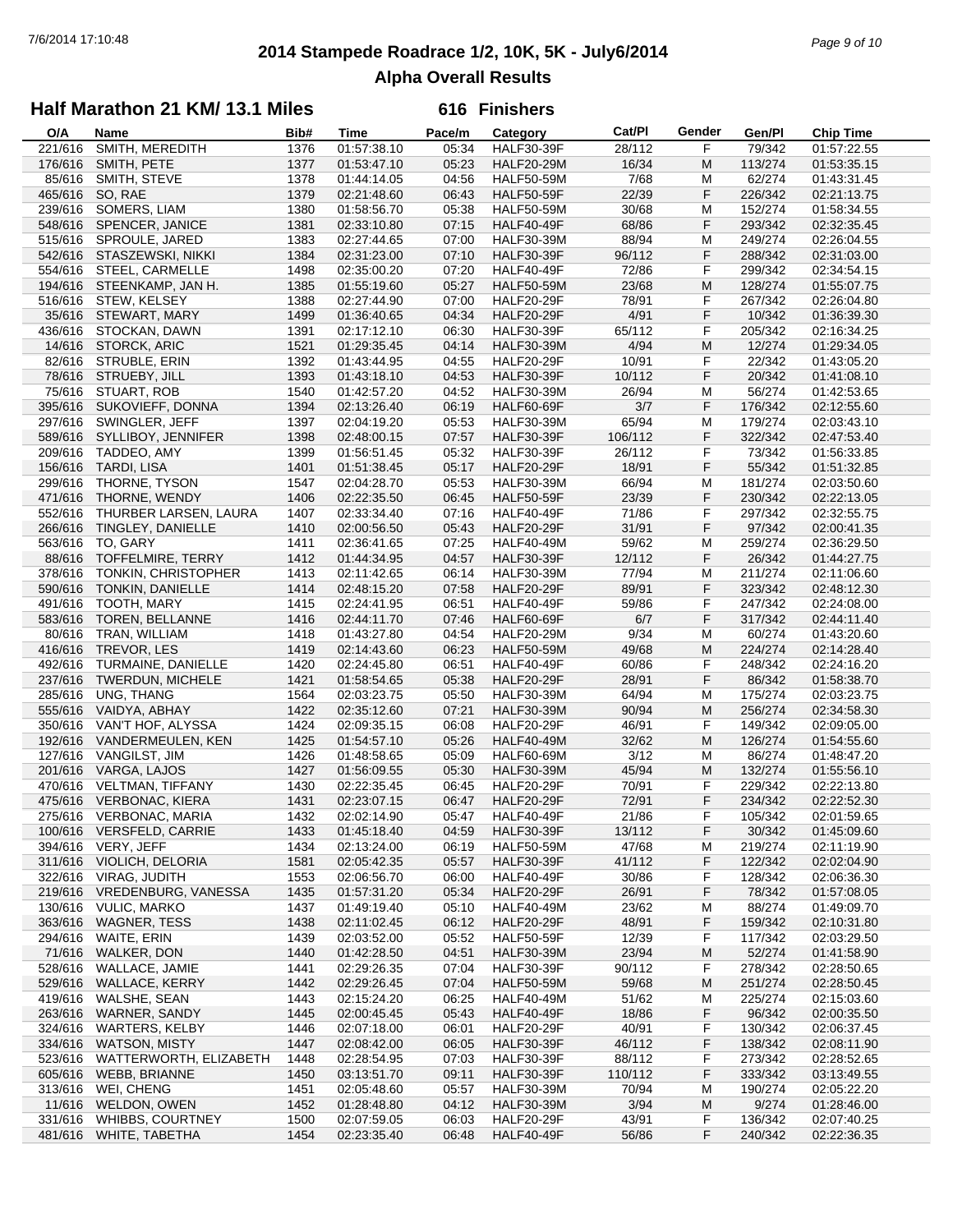# 2014 Stampede Roadrace 1/2, 10K, 5K - July6/2014

## Alpha Overall Results

### Half Marathon 21 KM/ 13.1 Miles — 616 Finishers

| O/A | Name | Bib# | Time | Pace/m | Category | Cat/Pl | Gender | Gen/Pl | Chip Time |
|---|---|---|---|---|---|---|---|---|---|
| 221/616 | SMITH, MEREDITH | 1376 | 01:57:38.10 | 05:34 | HALF30-39F | 28/112 | F | 79/342 | 01:57:22.55 |
| 176/616 | SMITH, PETE | 1377 | 01:53:47.10 | 05:23 | HALF20-29M | 16/34 | M | 113/274 | 01:53:35.15 |
| 85/616 | SMITH, STEVE | 1378 | 01:44:14.05 | 04:56 | HALF50-59M | 7/68 | M | 62/274 | 01:43:31.45 |
| 465/616 | SO, RAE | 1379 | 02:21:48.60 | 06:43 | HALF50-59F | 22/39 | F | 226/342 | 02:21:13.75 |
| 239/616 | SOMERS, LIAM | 1380 | 01:58:56.70 | 05:38 | HALF50-59M | 30/68 | M | 152/274 | 01:58:34.55 |
| 548/616 | SPENCER, JANICE | 1381 | 02:33:10.80 | 07:15 | HALF40-49F | 68/86 | F | 293/342 | 02:32:35.45 |
| 515/616 | SPROULE, JARED | 1383 | 02:27:44.65 | 07:00 | HALF30-39M | 88/94 | M | 249/274 | 02:26:04.55 |
| 542/616 | STASZEWSKI, NIKKI | 1384 | 02:31:23.00 | 07:10 | HALF30-39F | 96/112 | F | 288/342 | 02:31:03.00 |
| 554/616 | STEEL, CARMELLE | 1498 | 02:35:00.20 | 07:20 | HALF40-49F | 72/86 | F | 299/342 | 02:34:54.15 |
| 194/616 | STEENKAMP, JAN H. | 1385 | 01:55:19.60 | 05:27 | HALF50-59M | 23/68 | M | 128/274 | 01:55:07.75 |
| 516/616 | STEW, KELSEY | 1388 | 02:27:44.90 | 07:00 | HALF20-29F | 78/91 | F | 267/342 | 02:26:04.80 |
| 35/616 | STEWART, MARY | 1499 | 01:36:40.65 | 04:34 | HALF20-29F | 4/91 | F | 10/342 | 01:36:39.30 |
| 436/616 | STOCKAN, DAWN | 1391 | 02:17:12.10 | 06:30 | HALF30-39F | 65/112 | F | 205/342 | 02:16:34.25 |
| 14/616 | STORCK, ARIC | 1521 | 01:29:35.45 | 04:14 | HALF30-39M | 4/94 | M | 12/274 | 01:29:34.05 |
| 82/616 | STRUBLE, ERIN | 1392 | 01:43:44.95 | 04:55 | HALF20-29F | 10/91 | F | 22/342 | 01:43:05.20 |
| 78/616 | STRUEBY, JILL | 1393 | 01:43:18.10 | 04:53 | HALF30-39F | 10/112 | F | 20/342 | 01:41:08.10 |
| 75/616 | STUART, ROB | 1540 | 01:42:57.20 | 04:52 | HALF30-39M | 26/94 | M | 56/274 | 01:42:53.65 |
| 395/616 | SUKOVIEFF, DONNA | 1394 | 02:13:26.40 | 06:19 | HALF60-69F | 3/7 | F | 176/342 | 02:12:55.60 |
| 297/616 | SWINGLER, JEFF | 1397 | 02:04:19.20 | 05:53 | HALF30-39M | 65/94 | M | 179/274 | 02:03:43.10 |
| 589/616 | SYLLIBOY, JENNIFER | 1398 | 02:48:00.15 | 07:57 | HALF30-39F | 106/112 | F | 322/342 | 02:47:53.40 |
| 209/616 | TADDEO, AMY | 1399 | 01:56:51.45 | 05:32 | HALF30-39F | 26/112 | F | 73/342 | 01:56:33.85 |
| 156/616 | TARDI, LISA | 1401 | 01:51:38.45 | 05:17 | HALF20-29F | 18/91 | F | 55/342 | 01:51:32.85 |
| 299/616 | THORNE, TYSON | 1547 | 02:04:28.70 | 05:53 | HALF30-39M | 66/94 | M | 181/274 | 02:03:50.60 |
| 471/616 | THORNE, WENDY | 1406 | 02:22:35.50 | 06:45 | HALF50-59F | 23/39 | F | 230/342 | 02:22:13.05 |
| 552/616 | THURBER LARSEN, LAURA | 1407 | 02:33:34.40 | 07:16 | HALF40-49F | 71/86 | F | 297/342 | 02:32:55.75 |
| 266/616 | TINGLEY, DANIELLE | 1410 | 02:00:56.50 | 05:43 | HALF20-29F | 31/91 | F | 97/342 | 02:00:41.35 |
| 563/616 | TO, GARY | 1411 | 02:36:41.65 | 07:25 | HALF40-49M | 59/62 | M | 259/274 | 02:36:29.50 |
| 88/616 | TOFFELMIRE, TERRY | 1412 | 01:44:34.95 | 04:57 | HALF30-39F | 12/112 | F | 26/342 | 01:44:27.75 |
| 378/616 | TONKIN, CHRISTOPHER | 1413 | 02:11:42.65 | 06:14 | HALF30-39M | 77/94 | M | 211/274 | 02:11:06.60 |
| 590/616 | TONKIN, DANIELLE | 1414 | 02:48:15.20 | 07:58 | HALF20-29F | 89/91 | F | 323/342 | 02:48:12.30 |
| 491/616 | TOOTH, MARY | 1415 | 02:24:41.95 | 06:51 | HALF40-49F | 59/86 | F | 247/342 | 02:24:08.00 |
| 583/616 | TOREN, BELLANNE | 1416 | 02:44:11.70 | 07:46 | HALF60-69F | 6/7 | F | 317/342 | 02:44:11.40 |
| 80/616 | TRAN, WILLIAM | 1418 | 01:43:27.80 | 04:54 | HALF20-29M | 9/34 | M | 60/274 | 01:43:20.60 |
| 416/616 | TREVOR, LES | 1419 | 02:14:43.60 | 06:23 | HALF50-59M | 49/68 | M | 224/274 | 02:14:28.40 |
| 492/616 | TURMAINE, DANIELLE | 1420 | 02:24:45.80 | 06:51 | HALF40-49F | 60/86 | F | 248/342 | 02:24:16.20 |
| 237/616 | TWERDUN, MICHELE | 1421 | 01:58:54.65 | 05:38 | HALF20-29F | 28/91 | F | 86/342 | 01:58:38.70 |
| 285/616 | UNG, THANG | 1564 | 02:03:23.75 | 05:50 | HALF30-39M | 64/94 | M | 175/274 | 02:03:23.75 |
| 555/616 | VAIDYA, ABHAY | 1422 | 02:35:12.60 | 07:21 | HALF30-39M | 90/94 | M | 256/274 | 02:34:58.30 |
| 350/616 | VAN'T HOF, ALYSSA | 1424 | 02:09:35.15 | 06:08 | HALF20-29F | 46/91 | F | 149/342 | 02:09:05.00 |
| 192/616 | VANDERMEULEN, KEN | 1425 | 01:54:57.10 | 05:26 | HALF40-49M | 32/62 | M | 126/274 | 01:54:55.60 |
| 127/616 | VANGILST, JIM | 1426 | 01:48:58.65 | 05:09 | HALF60-69M | 3/12 | M | 86/274 | 01:48:47.20 |
| 201/616 | VARGA, LAJOS | 1427 | 01:56:09.55 | 05:30 | HALF30-39M | 45/94 | M | 132/274 | 01:55:56.10 |
| 470/616 | VELTMAN, TIFFANY | 1430 | 02:22:35.45 | 06:45 | HALF20-29F | 70/91 | F | 229/342 | 02:22:13.80 |
| 475/616 | VERBONAC, KIERA | 1431 | 02:23:07.15 | 06:47 | HALF20-29F | 72/91 | F | 234/342 | 02:22:52.30 |
| 275/616 | VERBONAC, MARIA | 1432 | 02:02:14.90 | 05:47 | HALF40-49F | 21/86 | F | 105/342 | 02:01:59.65 |
| 100/616 | VERSFELD, CARRIE | 1433 | 01:45:18.40 | 04:59 | HALF30-39F | 13/112 | F | 30/342 | 01:45:09.60 |
| 394/616 | VERY, JEFF | 1434 | 02:13:24.00 | 06:19 | HALF50-59M | 47/68 | M | 219/274 | 02:11:19.90 |
| 311/616 | VIOLICH, DELORIA | 1581 | 02:05:42.35 | 05:57 | HALF30-39F | 41/112 | F | 122/342 | 02:02:04.90 |
| 322/616 | VIRAG, JUDITH | 1553 | 02:06:56.70 | 06:00 | HALF40-49F | 30/86 | F | 128/342 | 02:06:36.30 |
| 219/616 | VREDENBURG, VANESSA | 1435 | 01:57:31.20 | 05:34 | HALF20-29F | 26/91 | F | 78/342 | 01:57:08.05 |
| 130/616 | VULIC, MARKO | 1437 | 01:49:19.40 | 05:10 | HALF40-49M | 23/62 | M | 88/274 | 01:49:09.70 |
| 363/616 | WAGNER, TESS | 1438 | 02:11:02.45 | 06:12 | HALF20-29F | 48/91 | F | 159/342 | 02:10:31.80 |
| 294/616 | WAITE, ERIN | 1439 | 02:03:52.00 | 05:52 | HALF50-59F | 12/39 | F | 117/342 | 02:03:29.50 |
| 71/616 | WALKER, DON | 1440 | 01:42:28.50 | 04:51 | HALF30-39M | 23/94 | M | 52/274 | 01:41:58.90 |
| 528/616 | WALLACE, JAMIE | 1441 | 02:29:26.35 | 07:04 | HALF30-39F | 90/112 | F | 278/342 | 02:28:50.65 |
| 529/616 | WALLACE, KERRY | 1442 | 02:29:26.45 | 07:04 | HALF50-59M | 59/68 | M | 251/274 | 02:28:50.45 |
| 419/616 | WALSHE, SEAN | 1443 | 02:15:24.20 | 06:25 | HALF40-49M | 51/62 | M | 225/274 | 02:15:03.60 |
| 263/616 | WARNER, SANDY | 1445 | 02:00:45.45 | 05:43 | HALF40-49F | 18/86 | F | 96/342 | 02:00:35.50 |
| 324/616 | WARTERS, KELBY | 1446 | 02:07:18.00 | 06:01 | HALF20-29F | 40/91 | F | 130/342 | 02:06:37.45 |
| 334/616 | WATSON, MISTY | 1447 | 02:08:42.00 | 06:05 | HALF30-39F | 46/112 | F | 138/342 | 02:08:11.90 |
| 523/616 | WATTERWORTH, ELIZABETH | 1448 | 02:28:54.95 | 07:03 | HALF30-39F | 88/112 | F | 273/342 | 02:28:52.65 |
| 605/616 | WEBB, BRIANNE | 1450 | 03:13:51.70 | 09:11 | HALF30-39F | 110/112 | F | 333/342 | 03:13:49.55 |
| 313/616 | WEI, CHENG | 1451 | 02:05:48.60 | 05:57 | HALF30-39M | 70/94 | M | 190/274 | 02:05:22.20 |
| 11/616 | WELDON, OWEN | 1452 | 01:28:48.80 | 04:12 | HALF30-39M | 3/94 | M | 9/274 | 01:28:46.00 |
| 331/616 | WHIBBS, COURTNEY | 1500 | 02:07:59.05 | 06:03 | HALF20-29F | 43/91 | F | 136/342 | 02:07:40.25 |
| 481/616 | WHITE, TABETHA | 1454 | 02:23:35.40 | 06:48 | HALF40-49F | 56/86 | F | 240/342 | 02:22:36.35 |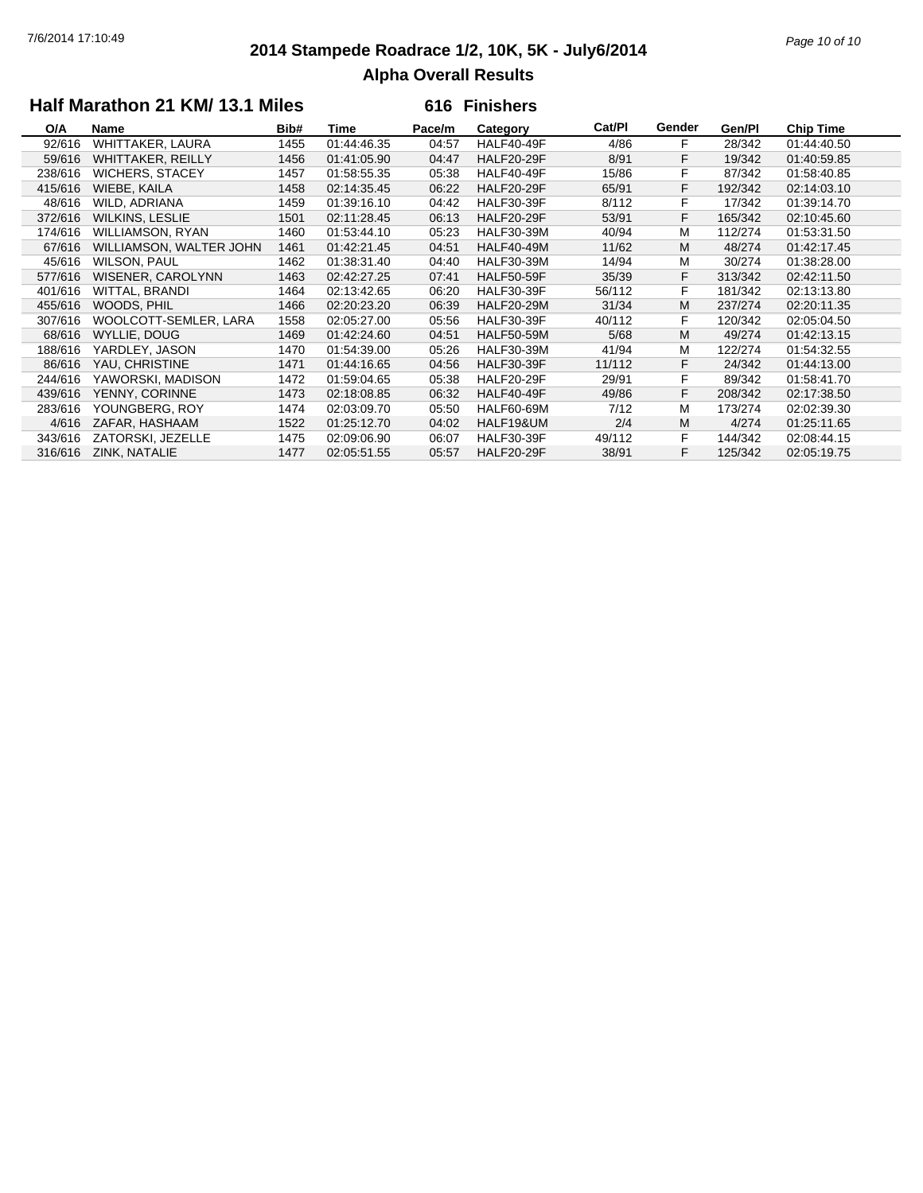# 2014 Stampede Roadrace 1/2, 10K, 5K - July6/2014

## Alpha Overall Results

### Half Marathon 21 KM/ 13.1 Miles — 616 Finishers

| O/A | Name | Bib# | Time | Pace/m | Category | Cat/Pl | Gender | Gen/Pl | Chip Time |
|---|---|---|---|---|---|---|---|---|---|
| 92/616 | WHITTAKER, LAURA | 1455 | 01:44:46.35 | 04:57 | HALF40-49F | 4/86 | F | 28/342 | 01:44:40.50 |
| 59/616 | WHITTAKER, REILLY | 1456 | 01:41:05.90 | 04:47 | HALF20-29F | 8/91 | F | 19/342 | 01:40:59.85 |
| 238/616 | WICHERS, STACEY | 1457 | 01:58:55.35 | 05:38 | HALF40-49F | 15/86 | F | 87/342 | 01:58:40.85 |
| 415/616 | WIEBE, KAILA | 1458 | 02:14:35.45 | 06:22 | HALF20-29F | 65/91 | F | 192/342 | 02:14:03.10 |
| 48/616 | WILD, ADRIANA | 1459 | 01:39:16.10 | 04:42 | HALF30-39F | 8/112 | F | 17/342 | 01:39:14.70 |
| 372/616 | WILKINS, LESLIE | 1501 | 02:11:28.45 | 06:13 | HALF20-29F | 53/91 | F | 165/342 | 02:10:45.60 |
| 174/616 | WILLIAMSON, RYAN | 1460 | 01:53:44.10 | 05:23 | HALF30-39M | 40/94 | M | 112/274 | 01:53:31.50 |
| 67/616 | WILLIAMSON, WALTER JOHN | 1461 | 01:42:21.45 | 04:51 | HALF40-49M | 11/62 | M | 48/274 | 01:42:17.45 |
| 45/616 | WILSON, PAUL | 1462 | 01:38:31.40 | 04:40 | HALF30-39M | 14/94 | M | 30/274 | 01:38:28.00 |
| 577/616 | WISENER, CAROLYNN | 1463 | 02:42:27.25 | 07:41 | HALF50-59F | 35/39 | F | 313/342 | 02:42:11.50 |
| 401/616 | WITTAL, BRANDI | 1464 | 02:13:42.65 | 06:20 | HALF30-39F | 56/112 | F | 181/342 | 02:13:13.80 |
| 455/616 | WOODS, PHIL | 1466 | 02:20:23.20 | 06:39 | HALF20-29M | 31/34 | M | 237/274 | 02:20:11.35 |
| 307/616 | WOOLCOTT-SEMLER, LARA | 1558 | 02:05:27.00 | 05:56 | HALF30-39F | 40/112 | F | 120/342 | 02:05:04.50 |
| 68/616 | WYLLIE, DOUG | 1469 | 01:42:24.60 | 04:51 | HALF50-59M | 5/68 | M | 49/274 | 01:42:13.15 |
| 188/616 | YARDLEY, JASON | 1470 | 01:54:39.00 | 05:26 | HALF30-39M | 41/94 | M | 122/274 | 01:54:32.55 |
| 86/616 | YAU, CHRISTINE | 1471 | 01:44:16.65 | 04:56 | HALF30-39F | 11/112 | F | 24/342 | 01:44:13.00 |
| 244/616 | YAWORSKI, MADISON | 1472 | 01:59:04.65 | 05:38 | HALF20-29F | 29/91 | F | 89/342 | 01:58:41.70 |
| 439/616 | YENNY, CORINNE | 1473 | 02:18:08.85 | 06:32 | HALF40-49F | 49/86 | F | 208/342 | 02:17:38.50 |
| 283/616 | YOUNGBERG, ROY | 1474 | 02:03:09.70 | 05:50 | HALF60-69M | 7/12 | M | 173/274 | 02:02:39.30 |
| 4/616 | ZAFAR, HASHAAM | 1522 | 01:25:12.70 | 04:02 | HALF19&UM | 2/4 | M | 4/274 | 01:25:11.65 |
| 343/616 | ZATORSKI, JEZELLE | 1475 | 02:09:06.90 | 06:07 | HALF30-39F | 49/112 | F | 144/342 | 02:08:44.15 |
| 316/616 | ZINK, NATALIE | 1477 | 02:05:51.55 | 05:57 | HALF20-29F | 38/91 | F | 125/342 | 02:05:19.75 |